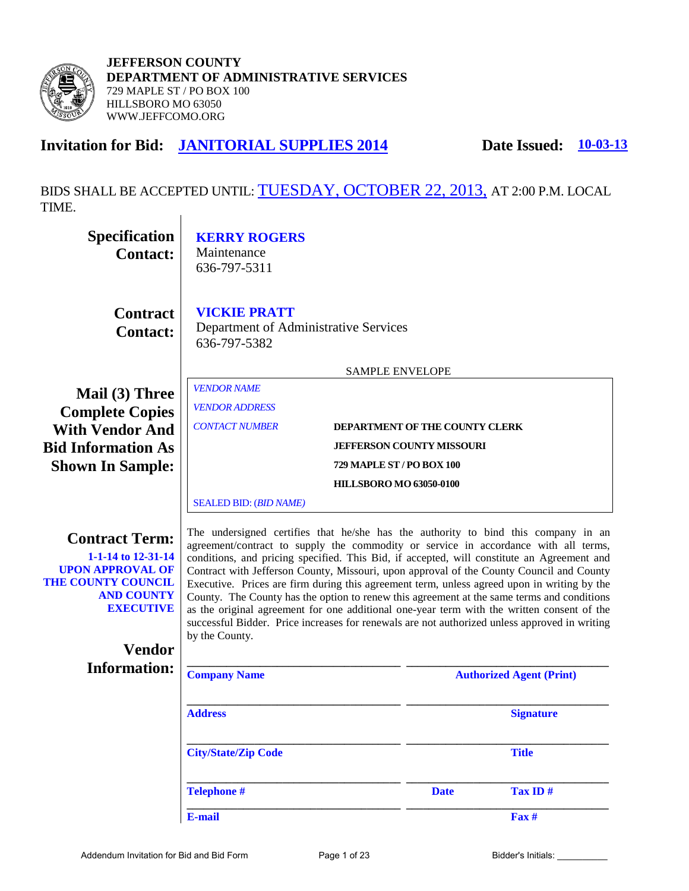**JEFFERSON COUNTY**
**DEPARTMENT OF ADMINISTRATIVE SERVICES**
729 MAPLE ST / PO BOX 100
HILLSBORO MO 63050
WWW.JEFFCOMO.ORG

## Invitation for Bid: JANITORIAL SUPPLIES 2014 — Date Issued: 10-03-13

BIDS SHALL BE ACCEPTED UNTIL: TUESDAY, OCTOBER 22, 2013, AT 2:00 P.M. LOCAL TIME.

**Specification Contact:**
**KERRY ROGERS**
Maintenance
636-797-5311

**Contract Contact:**
**VICKIE PRATT**
Department of Administrative Services
636-797-5382

**Mail (3) Three Complete Copies With Vendor And Bid Information As Shown In Sample:**

SAMPLE ENVELOPE

*VENDOR NAME*
*VENDOR ADDRESS*
*CONTACT NUMBER*

**DEPARTMENT OF THE COUNTY CLERK**
**JEFFERSON COUNTY MISSOURI**
**729 MAPLE ST / PO BOX 100**
**HILLSBORO MO 63050-0100**

SEALED BID: (*BID NAME*)

**Contract Term:**
**1-1-14 to 12-31-14**
**UPON APPROVAL OF THE COUNTY COUNCIL AND COUNTY EXECUTIVE**

The undersigned certifies that he/she has the authority to bind this company in an agreement/contract to supply the commodity or service in accordance with all terms, conditions, and pricing specified. This Bid, if accepted, will constitute an Agreement and Contract with Jefferson County, Missouri, upon approval of the County Council and County Executive. Prices are firm during this agreement term, unless agreed upon in writing by the County. The County has the option to renew this agreement at the same terms and conditions as the original agreement for one additional one-year term with the written consent of the successful Bidder. Price increases for renewals are not authorized unless approved in writing by the County.

**Vendor Information:**

| | |
|---|---|
| \_\_\_\_\_\_\_\_\_\_\_\_\_\_\_\_\_\_\_\_ **Company Name** | \_\_\_\_\_\_\_\_\_\_\_\_\_\_\_\_\_\_\_\_ **Authorized Agent (Print)** |
| \_\_\_\_\_\_\_\_\_\_\_\_\_\_\_\_\_\_\_\_ **Address** | \_\_\_\_\_\_\_\_\_\_\_\_\_\_\_\_\_\_\_\_ **Signature** |
| \_\_\_\_\_\_\_\_\_\_\_\_\_\_\_\_\_\_\_\_ **City/State/Zip Code** | \_\_\_\_\_\_\_\_\_\_\_\_\_\_\_\_\_\_\_\_ **Title** |
| \_\_\_\_\_\_\_\_\_\_\_\_\_\_\_\_\_\_\_\_ **Telephone #** | \_\_\_\_\_\_\_\_\_\_\_\_\_\_\_\_\_\_\_\_ **Date** **Tax ID #** |
| \_\_\_\_\_\_\_\_\_\_\_\_\_\_\_\_\_\_\_\_ **E-mail** | \_\_\_\_\_\_\_\_\_\_\_\_\_\_\_\_\_\_\_\_ **Fax #** |

Addendum Invitation for Bid and Bid Form — Bidder's Initials: \_\_\_\_\_\_\_\_\_\_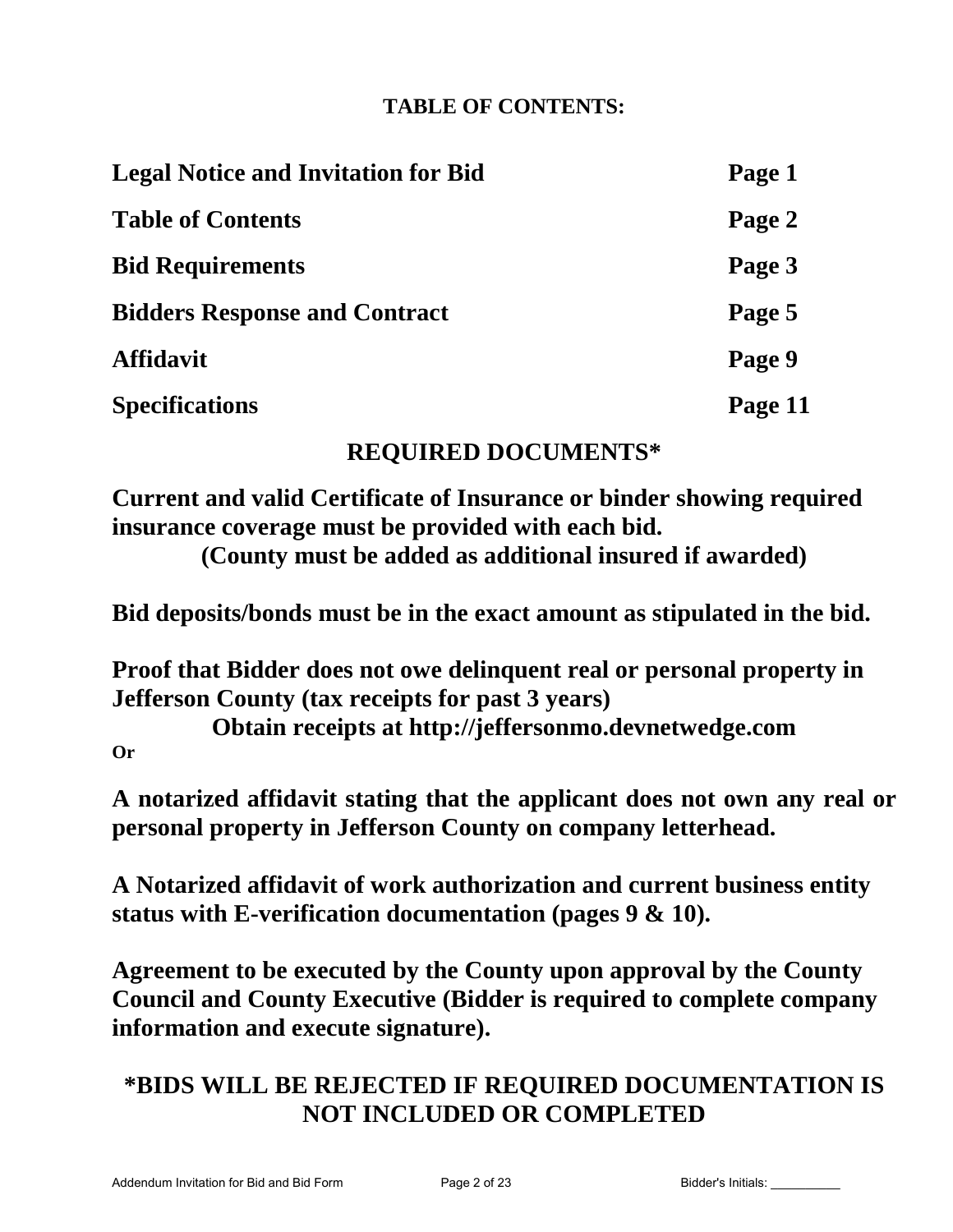## TABLE OF CONTENTS:

| | |
|---|---|
| **Legal Notice and Invitation for Bid** | **Page 1** |
| **Table of Contents** | **Page 2** |
| **Bid Requirements** | **Page 3** |
| **Bidders Response and Contract** | **Page 5** |
| **Affidavit** | **Page 9** |
| **Specifications** | **Page 11** |

## REQUIRED DOCUMENTS*

**Current and valid Certificate of Insurance or binder showing required insurance coverage must be provided with each bid.**
**(County must be added as additional insured if awarded)**

**Bid deposits/bonds must be in the exact amount as stipulated in the bid.**

**Proof that Bidder does not owe delinquent real or personal property in Jefferson County (tax receipts for past 3 years)**
**Obtain receipts at http://jeffersonmo.devnetwedge.com**

**Or**

**A notarized affidavit stating that the applicant does not own any real or personal property in Jefferson County on company letterhead.**

**A Notarized affidavit of work authorization and current business entity status with E-verification documentation (pages 9 & 10).**

**Agreement to be executed by the County upon approval by the County Council and County Executive (Bidder is required to complete company information and execute signature).**

## *BIDS WILL BE REJECTED IF REQUIRED DOCUMENTATION IS NOT INCLUDED OR COMPLETED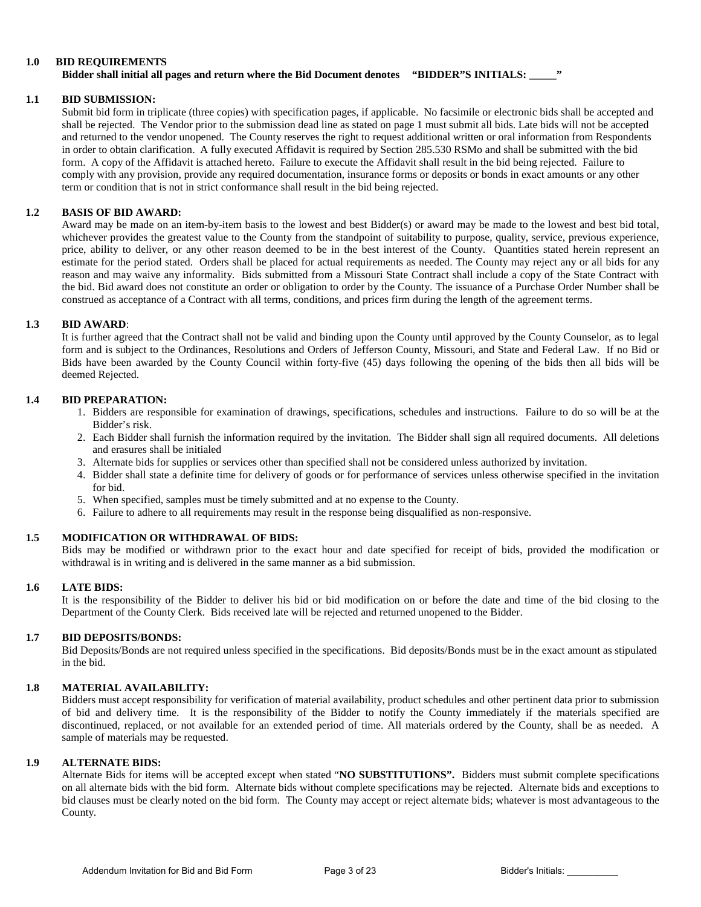## 1.0 BID REQUIREMENTS

**Bidder shall initial all pages and return where the Bid Document denotes "BIDDER"S INITIALS: _____"**

### 1.1 BID SUBMISSION:

Submit bid form in triplicate (three copies) with specification pages, if applicable. No facsimile or electronic bids shall be accepted and shall be rejected. The Vendor prior to the submission dead line as stated on page 1 must submit all bids. Late bids will not be accepted and returned to the vendor unopened. The County reserves the right to request additional written or oral information from Respondents in order to obtain clarification. A fully executed Affidavit is required by Section 285.530 RSMo and shall be submitted with the bid form. A copy of the Affidavit is attached hereto. Failure to execute the Affidavit shall result in the bid being rejected. Failure to comply with any provision, provide any required documentation, insurance forms or deposits or bonds in exact amounts or any other term or condition that is not in strict conformance shall result in the bid being rejected.

### 1.2 BASIS OF BID AWARD:

Award may be made on an item-by-item basis to the lowest and best Bidder(s) or award may be made to the lowest and best bid total, whichever provides the greatest value to the County from the standpoint of suitability to purpose, quality, service, previous experience, price, ability to deliver, or any other reason deemed to be in the best interest of the County. Quantities stated herein represent an estimate for the period stated. Orders shall be placed for actual requirements as needed. The County may reject any or all bids for any reason and may waive any informality. Bids submitted from a Missouri State Contract shall include a copy of the State Contract with the bid. Bid award does not constitute an order or obligation to order by the County. The issuance of a Purchase Order Number shall be construed as acceptance of a Contract with all terms, conditions, and prices firm during the length of the agreement terms.

### 1.3 BID AWARD:

It is further agreed that the Contract shall not be valid and binding upon the County until approved by the County Counselor, as to legal form and is subject to the Ordinances, Resolutions and Orders of Jefferson County, Missouri, and State and Federal Law. If no Bid or Bids have been awarded by the County Council within forty-five (45) days following the opening of the bids then all bids will be deemed Rejected.

### 1.4 BID PREPARATION:

1. Bidders are responsible for examination of drawings, specifications, schedules and instructions. Failure to do so will be at the Bidder's risk.
2. Each Bidder shall furnish the information required by the invitation. The Bidder shall sign all required documents. All deletions and erasures shall be initialed
3. Alternate bids for supplies or services other than specified shall not be considered unless authorized by invitation.
4. Bidder shall state a definite time for delivery of goods or for performance of services unless otherwise specified in the invitation for bid.
5. When specified, samples must be timely submitted and at no expense to the County.
6. Failure to adhere to all requirements may result in the response being disqualified as non-responsive.

### 1.5 MODIFICATION OR WITHDRAWAL OF BIDS:

Bids may be modified or withdrawn prior to the exact hour and date specified for receipt of bids, provided the modification or withdrawal is in writing and is delivered in the same manner as a bid submission.

### 1.6 LATE BIDS:

It is the responsibility of the Bidder to deliver his bid or bid modification on or before the date and time of the bid closing to the Department of the County Clerk. Bids received late will be rejected and returned unopened to the Bidder.

### 1.7 BID DEPOSITS/BONDS:

Bid Deposits/Bonds are not required unless specified in the specifications. Bid deposits/Bonds must be in the exact amount as stipulated in the bid.

### 1.8 MATERIAL AVAILABILITY:

Bidders must accept responsibility for verification of material availability, product schedules and other pertinent data prior to submission of bid and delivery time. It is the responsibility of the Bidder to notify the County immediately if the materials specified are discontinued, replaced, or not available for an extended period of time. All materials ordered by the County, shall be as needed. A sample of materials may be requested.

### 1.9 ALTERNATE BIDS:

Alternate Bids for items will be accepted except when stated "**NO SUBSTITUTIONS".** Bidders must submit complete specifications on all alternate bids with the bid form. Alternate bids without complete specifications may be rejected. Alternate bids and exceptions to bid clauses must be clearly noted on the bid form. The County may accept or reject alternate bids; whatever is most advantageous to the County.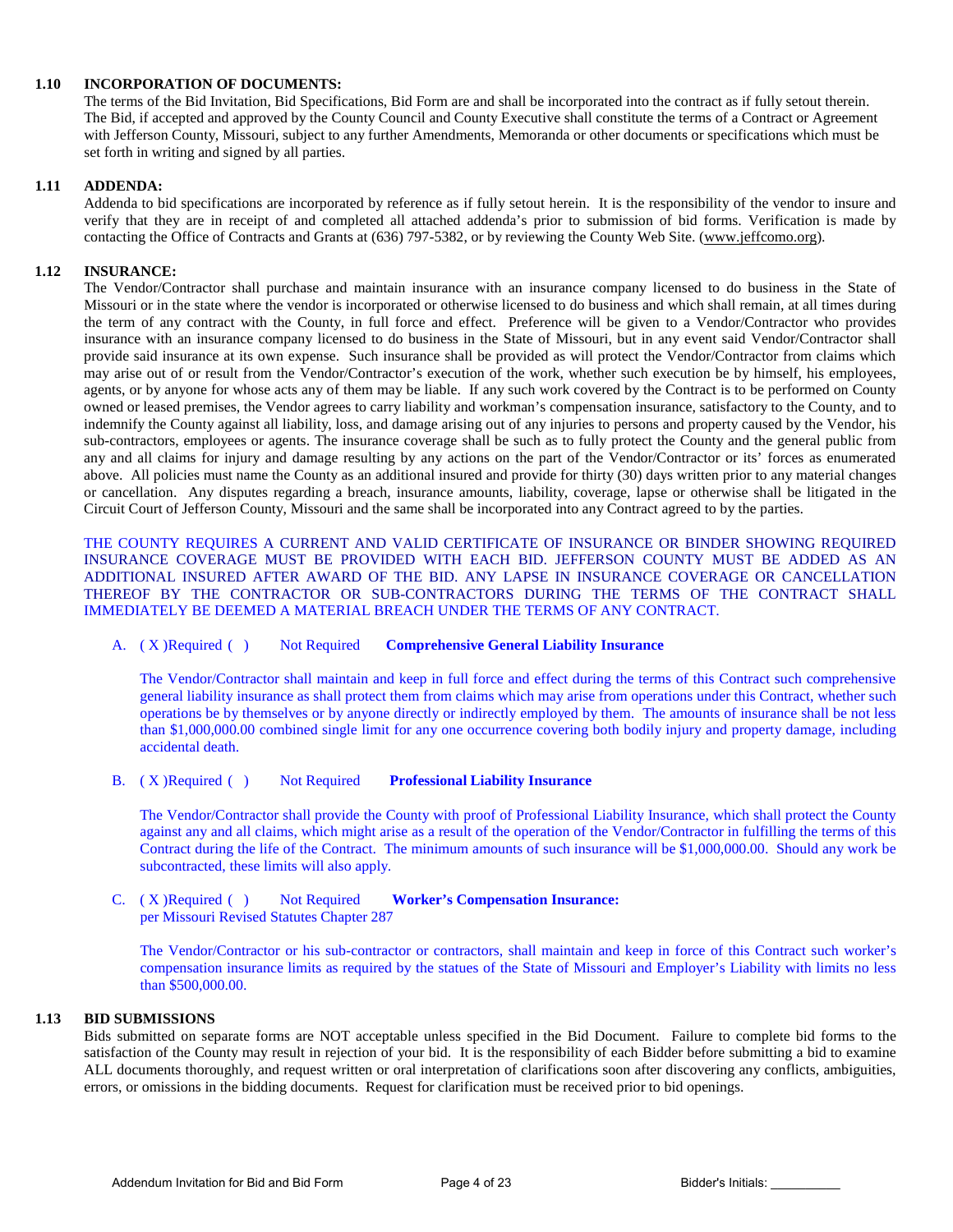**1.10 INCORPORATION OF DOCUMENTS:**

The terms of the Bid Invitation, Bid Specifications, Bid Form are and shall be incorporated into the contract as if fully setout therein. The Bid, if accepted and approved by the County Council and County Executive shall constitute the terms of a Contract or Agreement with Jefferson County, Missouri, subject to any further Amendments, Memoranda or other documents or specifications which must be set forth in writing and signed by all parties.

**1.11 ADDENDA:**

Addenda to bid specifications are incorporated by reference as if fully setout herein. It is the responsibility of the vendor to insure and verify that they are in receipt of and completed all attached addenda's prior to submission of bid forms. Verification is made by contacting the Office of Contracts and Grants at (636) 797-5382, or by reviewing the County Web Site. (www.jeffcomo.org).

**1.12 INSURANCE:**

The Vendor/Contractor shall purchase and maintain insurance with an insurance company licensed to do business in the State of Missouri or in the state where the vendor is incorporated or otherwise licensed to do business and which shall remain, at all times during the term of any contract with the County, in full force and effect. Preference will be given to a Vendor/Contractor who provides insurance with an insurance company licensed to do business in the State of Missouri, but in any event said Vendor/Contractor shall provide said insurance at its own expense. Such insurance shall be provided as will protect the Vendor/Contractor from claims which may arise out of or result from the Vendor/Contractor's execution of the work, whether such execution be by himself, his employees, agents, or by anyone for whose acts any of them may be liable. If any such work covered by the Contract is to be performed on County owned or leased premises, the Vendor agrees to carry liability and workman's compensation insurance, satisfactory to the County, and to indemnify the County against all liability, loss, and damage arising out of any injuries to persons and property caused by the Vendor, his sub-contractors, employees or agents. The insurance coverage shall be such as to fully protect the County and the general public from any and all claims for injury and damage resulting by any actions on the part of the Vendor/Contractor or its' forces as enumerated above. All policies must name the County as an additional insured and provide for thirty (30) days written prior to any material changes or cancellation. Any disputes regarding a breach, insurance amounts, liability, coverage, lapse or otherwise shall be litigated in the Circuit Court of Jefferson County, Missouri and the same shall be incorporated into any Contract agreed to by the parties.

THE COUNTY REQUIRES A CURRENT AND VALID CERTIFICATE OF INSURANCE OR BINDER SHOWING REQUIRED INSURANCE COVERAGE MUST BE PROVIDED WITH EACH BID. JEFFERSON COUNTY MUST BE ADDED AS AN ADDITIONAL INSURED AFTER AWARD OF THE BID. ANY LAPSE IN INSURANCE COVERAGE OR CANCELLATION THEREOF BY THE CONTRACTOR OR SUB-CONTRACTORS DURING THE TERMS OF THE CONTRACT SHALL IMMEDIATELY BE DEEMED A MATERIAL BREACH UNDER THE TERMS OF ANY CONTRACT.

A. ( X )Required ( ) Not Required **Comprehensive General Liability Insurance**

The Vendor/Contractor shall maintain and keep in full force and effect during the terms of this Contract such comprehensive general liability insurance as shall protect them from claims which may arise from operations under this Contract, whether such operations be by themselves or by anyone directly or indirectly employed by them. The amounts of insurance shall be not less than $1,000,000.00 combined single limit for any one occurrence covering both bodily injury and property damage, including accidental death.

B. ( X )Required ( ) Not Required **Professional Liability Insurance**

The Vendor/Contractor shall provide the County with proof of Professional Liability Insurance, which shall protect the County against any and all claims, which might arise as a result of the operation of the Vendor/Contractor in fulfilling the terms of this Contract during the life of the Contract. The minimum amounts of such insurance will be $1,000,000.00. Should any work be subcontracted, these limits will also apply.

C. ( X )Required ( ) Not Required **Worker's Compensation Insurance:**
per Missouri Revised Statutes Chapter 287

The Vendor/Contractor or his sub-contractor or contractors, shall maintain and keep in force of this Contract such worker's compensation insurance limits as required by the statues of the State of Missouri and Employer's Liability with limits no less than $500,000.00.

**1.13 BID SUBMISSIONS**

Bids submitted on separate forms are NOT acceptable unless specified in the Bid Document. Failure to complete bid forms to the satisfaction of the County may result in rejection of your bid. It is the responsibility of each Bidder before submitting a bid to examine ALL documents thoroughly, and request written or oral interpretation of clarifications soon after discovering any conflicts, ambiguities, errors, or omissions in the bidding documents. Request for clarification must be received prior to bid openings.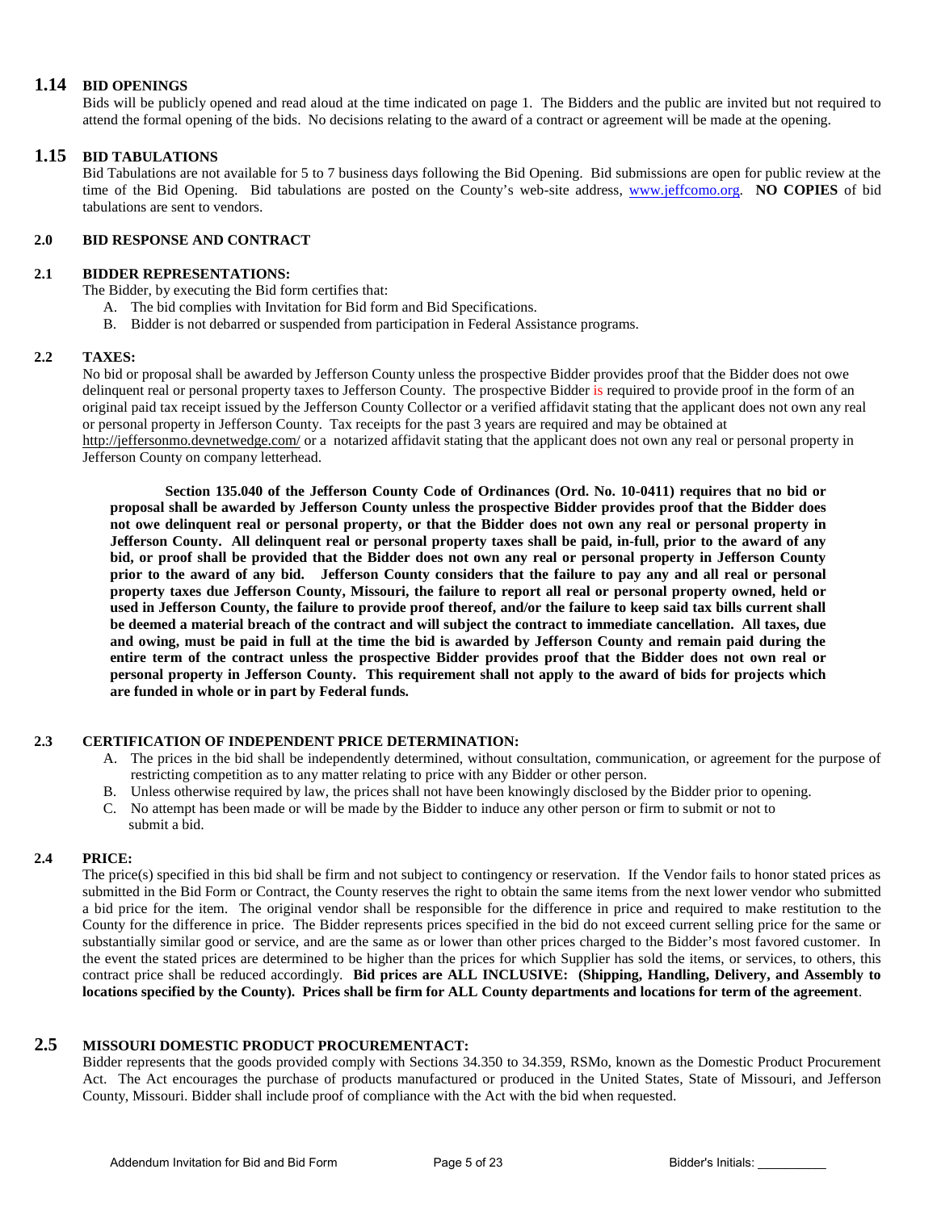## 1.14 BID OPENINGS

Bids will be publicly opened and read aloud at the time indicated on page 1. The Bidders and the public are invited but not required to attend the formal opening of the bids. No decisions relating to the award of a contract or agreement will be made at the opening.

## 1.15 BID TABULATIONS

Bid Tabulations are not available for 5 to 7 business days following the Bid Opening. Bid submissions are open for public review at the time of the Bid Opening. Bid tabulations are posted on the County's web-site address, www.jeffcomo.org. **NO COPIES** of bid tabulations are sent to vendors.

### 2.0 BID RESPONSE AND CONTRACT

### 2.1 BIDDER REPRESENTATIONS:

The Bidder, by executing the Bid form certifies that:

A. The bid complies with Invitation for Bid form and Bid Specifications.
B. Bidder is not debarred or suspended from participation in Federal Assistance programs.

### 2.2 TAXES:

No bid or proposal shall be awarded by Jefferson County unless the prospective Bidder provides proof that the Bidder does not owe delinquent real or personal property taxes to Jefferson County. The prospective Bidder is required to provide proof in the form of an original paid tax receipt issued by the Jefferson County Collector or a verified affidavit stating that the applicant does not own any real or personal property in Jefferson County. Tax receipts for the past 3 years are required and may be obtained at http://jeffersonmo.devnetwedge.com/ or a notarized affidavit stating that the applicant does not own any real or personal property in Jefferson County on company letterhead.

**Section 135.040 of the Jefferson County Code of Ordinances (Ord. No. 10-0411) requires that no bid or proposal shall be awarded by Jefferson County unless the prospective Bidder provides proof that the Bidder does not owe delinquent real or personal property, or that the Bidder does not own any real or personal property in Jefferson County. All delinquent real or personal property taxes shall be paid, in-full, prior to the award of any bid, or proof shall be provided that the Bidder does not own any real or personal property in Jefferson County prior to the award of any bid. Jefferson County considers that the failure to pay any and all real or personal property taxes due Jefferson County, Missouri, the failure to report all real or personal property owned, held or used in Jefferson County, the failure to provide proof thereof, and/or the failure to keep said tax bills current shall be deemed a material breach of the contract and will subject the contract to immediate cancellation. All taxes, due and owing, must be paid in full at the time the bid is awarded by Jefferson County and remain paid during the entire term of the contract unless the prospective Bidder provides proof that the Bidder does not own real or personal property in Jefferson County. This requirement shall not apply to the award of bids for projects which are funded in whole or in part by Federal funds.**

### 2.3 CERTIFICATION OF INDEPENDENT PRICE DETERMINATION:

A. The prices in the bid shall be independently determined, without consultation, communication, or agreement for the purpose of restricting competition as to any matter relating to price with any Bidder or other person.
B. Unless otherwise required by law, the prices shall not have been knowingly disclosed by the Bidder prior to opening.
C. No attempt has been made or will be made by the Bidder to induce any other person or firm to submit or not to submit a bid.

### 2.4 PRICE:

The price(s) specified in this bid shall be firm and not subject to contingency or reservation. If the Vendor fails to honor stated prices as submitted in the Bid Form or Contract, the County reserves the right to obtain the same items from the next lower vendor who submitted a bid price for the item. The original vendor shall be responsible for the difference in price and required to make restitution to the County for the difference in price. The Bidder represents prices specified in the bid do not exceed current selling price for the same or substantially similar good or service, and are the same as or lower than other prices charged to the Bidder's most favored customer. In the event the stated prices are determined to be higher than the prices for which Supplier has sold the items, or services, to others, this contract price shall be reduced accordingly. **Bid prices are ALL INCLUSIVE: (Shipping, Handling, Delivery, and Assembly to locations specified by the County). Prices shall be firm for ALL County departments and locations for term of the agreement**.

## 2.5 MISSOURI DOMESTIC PRODUCT PROCUREMENTACT:

Bidder represents that the goods provided comply with Sections 34.350 to 34.359, RSMo, known as the Domestic Product Procurement Act. The Act encourages the purchase of products manufactured or produced in the United States, State of Missouri, and Jefferson County, Missouri. Bidder shall include proof of compliance with the Act with the bid when requested.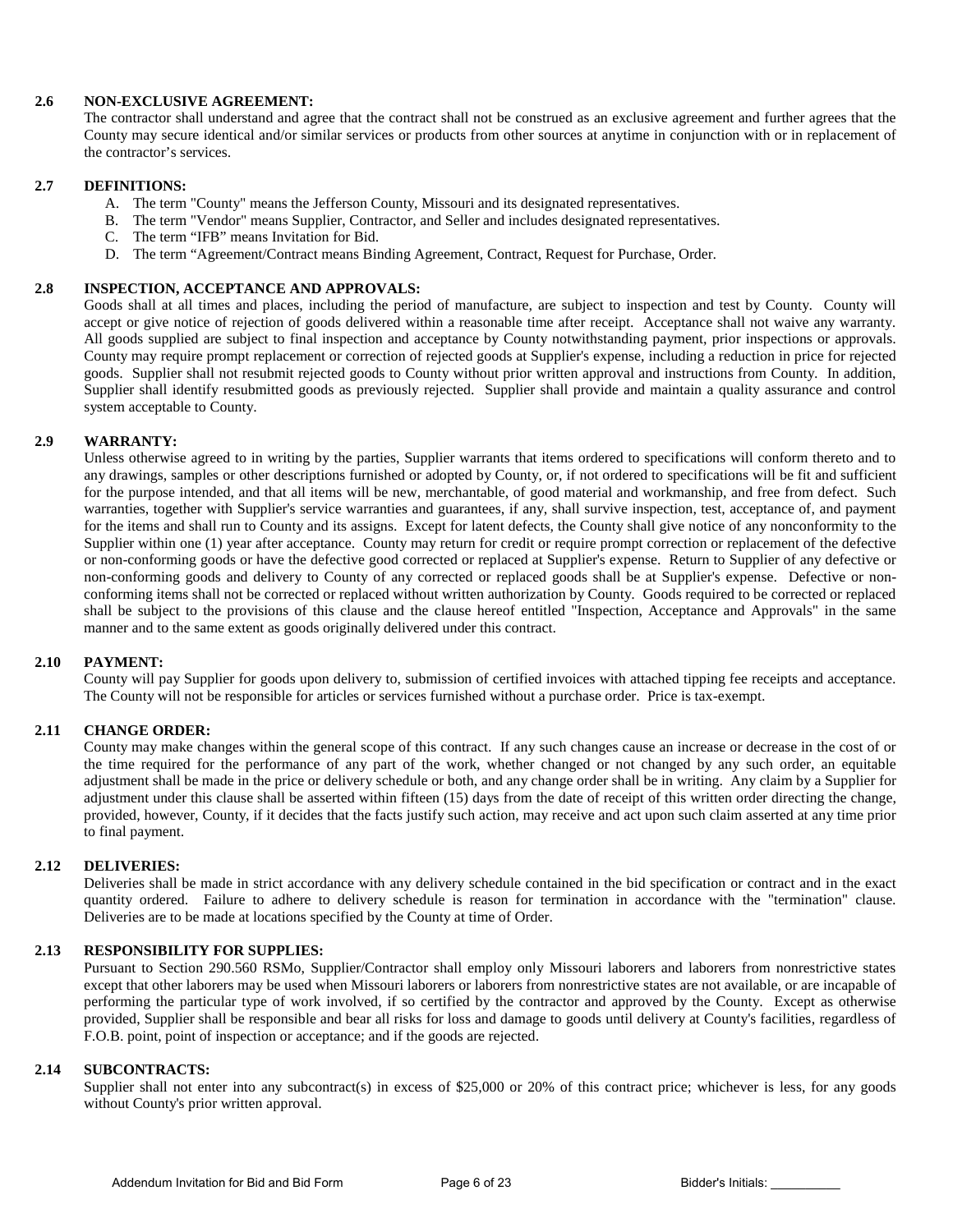**2.6 NON-EXCLUSIVE AGREEMENT:**

The contractor shall understand and agree that the contract shall not be construed as an exclusive agreement and further agrees that the County may secure identical and/or similar services or products from other sources at anytime in conjunction with or in replacement of the contractor's services.

**2.7 DEFINITIONS:**

A. The term "County" means the Jefferson County, Missouri and its designated representatives.
B. The term "Vendor" means Supplier, Contractor, and Seller and includes designated representatives.
C. The term "IFB" means Invitation for Bid.
D. The term "Agreement/Contract means Binding Agreement, Contract, Request for Purchase, Order.

**2.8 INSPECTION, ACCEPTANCE AND APPROVALS:**

Goods shall at all times and places, including the period of manufacture, are subject to inspection and test by County. County will accept or give notice of rejection of goods delivered within a reasonable time after receipt. Acceptance shall not waive any warranty. All goods supplied are subject to final inspection and acceptance by County notwithstanding payment, prior inspections or approvals. County may require prompt replacement or correction of rejected goods at Supplier's expense, including a reduction in price for rejected goods. Supplier shall not resubmit rejected goods to County without prior written approval and instructions from County. In addition, Supplier shall identify resubmitted goods as previously rejected. Supplier shall provide and maintain a quality assurance and control system acceptable to County.

**2.9 WARRANTY:**

Unless otherwise agreed to in writing by the parties, Supplier warrants that items ordered to specifications will conform thereto and to any drawings, samples or other descriptions furnished or adopted by County, or, if not ordered to specifications will be fit and sufficient for the purpose intended, and that all items will be new, merchantable, of good material and workmanship, and free from defect. Such warranties, together with Supplier's service warranties and guarantees, if any, shall survive inspection, test, acceptance of, and payment for the items and shall run to County and its assigns. Except for latent defects, the County shall give notice of any nonconformity to the Supplier within one (1) year after acceptance. County may return for credit or require prompt correction or replacement of the defective or non-conforming goods or have the defective good corrected or replaced at Supplier's expense. Return to Supplier of any defective or non-conforming goods and delivery to County of any corrected or replaced goods shall be at Supplier's expense. Defective or non-conforming items shall not be corrected or replaced without written authorization by County. Goods required to be corrected or replaced shall be subject to the provisions of this clause and the clause hereof entitled "Inspection, Acceptance and Approvals" in the same manner and to the same extent as goods originally delivered under this contract.

**2.10 PAYMENT:**

County will pay Supplier for goods upon delivery to, submission of certified invoices with attached tipping fee receipts and acceptance. The County will not be responsible for articles or services furnished without a purchase order. Price is tax-exempt.

**2.11 CHANGE ORDER:**

County may make changes within the general scope of this contract. If any such changes cause an increase or decrease in the cost of or the time required for the performance of any part of the work, whether changed or not changed by any such order, an equitable adjustment shall be made in the price or delivery schedule or both, and any change order shall be in writing. Any claim by a Supplier for adjustment under this clause shall be asserted within fifteen (15) days from the date of receipt of this written order directing the change, provided, however, County, if it decides that the facts justify such action, may receive and act upon such claim asserted at any time prior to final payment.

**2.12 DELIVERIES:**

Deliveries shall be made in strict accordance with any delivery schedule contained in the bid specification or contract and in the exact quantity ordered. Failure to adhere to delivery schedule is reason for termination in accordance with the "termination" clause. Deliveries are to be made at locations specified by the County at time of Order.

**2.13 RESPONSIBILITY FOR SUPPLIES:**

Pursuant to Section 290.560 RSMo, Supplier/Contractor shall employ only Missouri laborers and laborers from nonrestrictive states except that other laborers may be used when Missouri laborers or laborers from nonrestrictive states are not available, or are incapable of performing the particular type of work involved, if so certified by the contractor and approved by the County. Except as otherwise provided, Supplier shall be responsible and bear all risks for loss and damage to goods until delivery at County's facilities, regardless of F.O.B. point, point of inspection or acceptance; and if the goods are rejected.

**2.14 SUBCONTRACTS:**

Supplier shall not enter into any subcontract(s) in excess of $25,000 or 20% of this contract price; whichever is less, for any goods without County's prior written approval.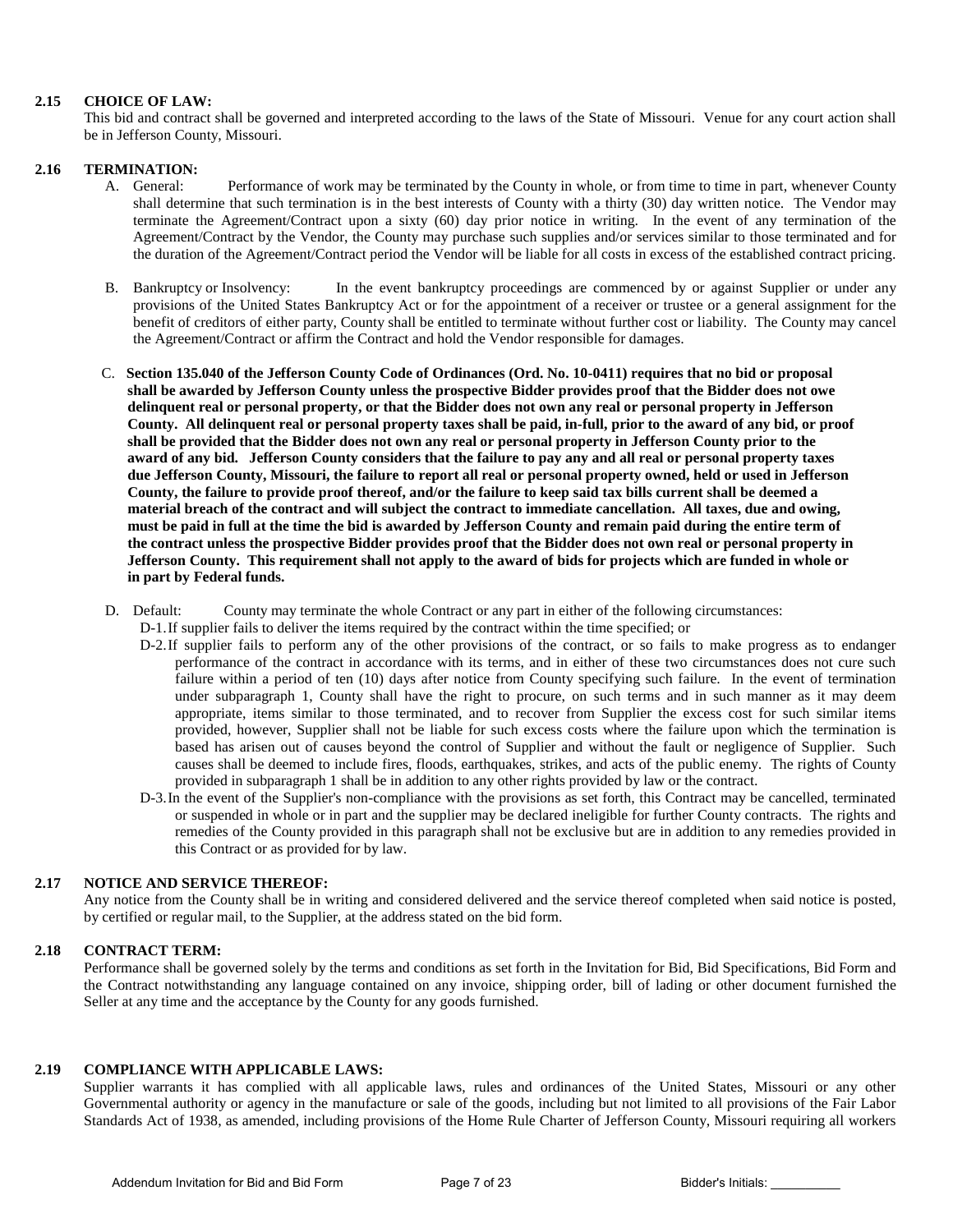## 2.15 CHOICE OF LAW:

This bid and contract shall be governed and interpreted according to the laws of the State of Missouri. Venue for any court action shall be in Jefferson County, Missouri.

## 2.16 TERMINATION:

A. General: Performance of work may be terminated by the County in whole, or from time to time in part, whenever County shall determine that such termination is in the best interests of County with a thirty (30) day written notice. The Vendor may terminate the Agreement/Contract upon a sixty (60) day prior notice in writing. In the event of any termination of the Agreement/Contract by the Vendor, the County may purchase such supplies and/or services similar to those terminated and for the duration of the Agreement/Contract period the Vendor will be liable for all costs in excess of the established contract pricing.

B. Bankruptcy or Insolvency: In the event bankruptcy proceedings are commenced by or against Supplier or under any provisions of the United States Bankruptcy Act or for the appointment of a receiver or trustee or a general assignment for the benefit of creditors of either party, County shall be entitled to terminate without further cost or liability. The County may cancel the Agreement/Contract or affirm the Contract and hold the Vendor responsible for damages.

C. **Section 135.040 of the Jefferson County Code of Ordinances (Ord. No. 10-0411) requires that no bid or proposal shall be awarded by Jefferson County unless the prospective Bidder provides proof that the Bidder does not owe delinquent real or personal property, or that the Bidder does not own any real or personal property in Jefferson County. All delinquent real or personal property taxes shall be paid, in-full, prior to the award of any bid, or proof shall be provided that the Bidder does not own any real or personal property in Jefferson County prior to the award of any bid. Jefferson County considers that the failure to pay any and all real or personal property taxes due Jefferson County, Missouri, the failure to report all real or personal property owned, held or used in Jefferson County, the failure to provide proof thereof, and/or the failure to keep said tax bills current shall be deemed a material breach of the contract and will subject the contract to immediate cancellation. All taxes, due and owing, must be paid in full at the time the bid is awarded by Jefferson County and remain paid during the entire term of the contract unless the prospective Bidder provides proof that the Bidder does not own real or personal property in Jefferson County. This requirement shall not apply to the award of bids for projects which are funded in whole or in part by Federal funds.**

D. Default: County may terminate the whole Contract or any part in either of the following circumstances:

D-1. If supplier fails to deliver the items required by the contract within the time specified; or

D-2. If supplier fails to perform any of the other provisions of the contract, or so fails to make progress as to endanger performance of the contract in accordance with its terms, and in either of these two circumstances does not cure such failure within a period of ten (10) days after notice from County specifying such failure. In the event of termination under subparagraph 1, County shall have the right to procure, on such terms and in such manner as it may deem appropriate, items similar to those terminated, and to recover from Supplier the excess cost for such similar items provided, however, Supplier shall not be liable for such excess costs where the failure upon which the termination is based has arisen out of causes beyond the control of Supplier and without the fault or negligence of Supplier. Such causes shall be deemed to include fires, floods, earthquakes, strikes, and acts of the public enemy. The rights of County provided in subparagraph 1 shall be in addition to any other rights provided by law or the contract.

D-3. In the event of the Supplier's non-compliance with the provisions as set forth, this Contract may be cancelled, terminated or suspended in whole or in part and the supplier may be declared ineligible for further County contracts. The rights and remedies of the County provided in this paragraph shall not be exclusive but are in addition to any remedies provided in this Contract or as provided for by law.

## 2.17 NOTICE AND SERVICE THEREOF:

Any notice from the County shall be in writing and considered delivered and the service thereof completed when said notice is posted, by certified or regular mail, to the Supplier, at the address stated on the bid form.

## 2.18 CONTRACT TERM:

Performance shall be governed solely by the terms and conditions as set forth in the Invitation for Bid, Bid Specifications, Bid Form and the Contract notwithstanding any language contained on any invoice, shipping order, bill of lading or other document furnished the Seller at any time and the acceptance by the County for any goods furnished.

## 2.19 COMPLIANCE WITH APPLICABLE LAWS:

Supplier warrants it has complied with all applicable laws, rules and ordinances of the United States, Missouri or any other Governmental authority or agency in the manufacture or sale of the goods, including but not limited to all provisions of the Fair Labor Standards Act of 1938, as amended, including provisions of the Home Rule Charter of Jefferson County, Missouri requiring all workers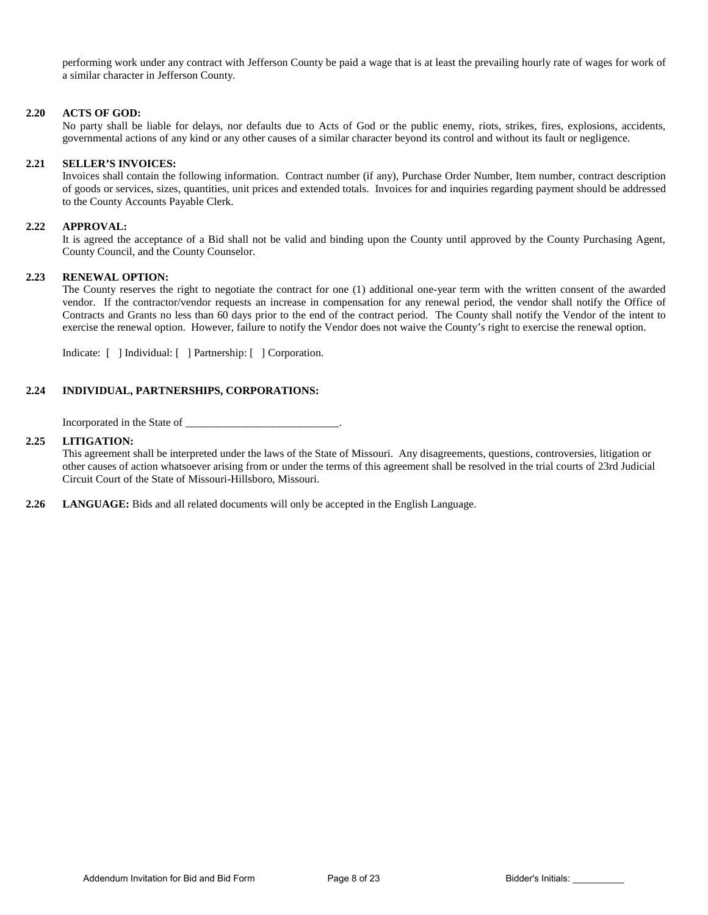performing work under any contract with Jefferson County be paid a wage that is at least the prevailing hourly rate of wages for work of a similar character in Jefferson County.

**2.20 ACTS OF GOD:**

No party shall be liable for delays, nor defaults due to Acts of God or the public enemy, riots, strikes, fires, explosions, accidents, governmental actions of any kind or any other causes of a similar character beyond its control and without its fault or negligence.

**2.21 SELLER'S INVOICES:**

Invoices shall contain the following information. Contract number (if any), Purchase Order Number, Item number, contract description of goods or services, sizes, quantities, unit prices and extended totals. Invoices for and inquiries regarding payment should be addressed to the County Accounts Payable Clerk.

**2.22 APPROVAL:**

It is agreed the acceptance of a Bid shall not be valid and binding upon the County until approved by the County Purchasing Agent, County Council, and the County Counselor.

**2.23 RENEWAL OPTION:**

The County reserves the right to negotiate the contract for one (1) additional one-year term with the written consent of the awarded vendor. If the contractor/vendor requests an increase in compensation for any renewal period, the vendor shall notify the Office of Contracts and Grants no less than 60 days prior to the end of the contract period. The County shall notify the Vendor of the intent to exercise the renewal option. However, failure to notify the Vendor does not waive the County's right to exercise the renewal option.

Indicate: [ ] Individual: [ ] Partnership: [ ] Corporation.

**2.24 INDIVIDUAL, PARTNERSHIPS, CORPORATIONS:**

Incorporated in the State of ____________________________.

**2.25 LITIGATION:**

This agreement shall be interpreted under the laws of the State of Missouri. Any disagreements, questions, controversies, litigation or other causes of action whatsoever arising from or under the terms of this agreement shall be resolved in the trial courts of 23rd Judicial Circuit Court of the State of Missouri-Hillsboro, Missouri.

**2.26 LANGUAGE:** Bids and all related documents will only be accepted in the English Language.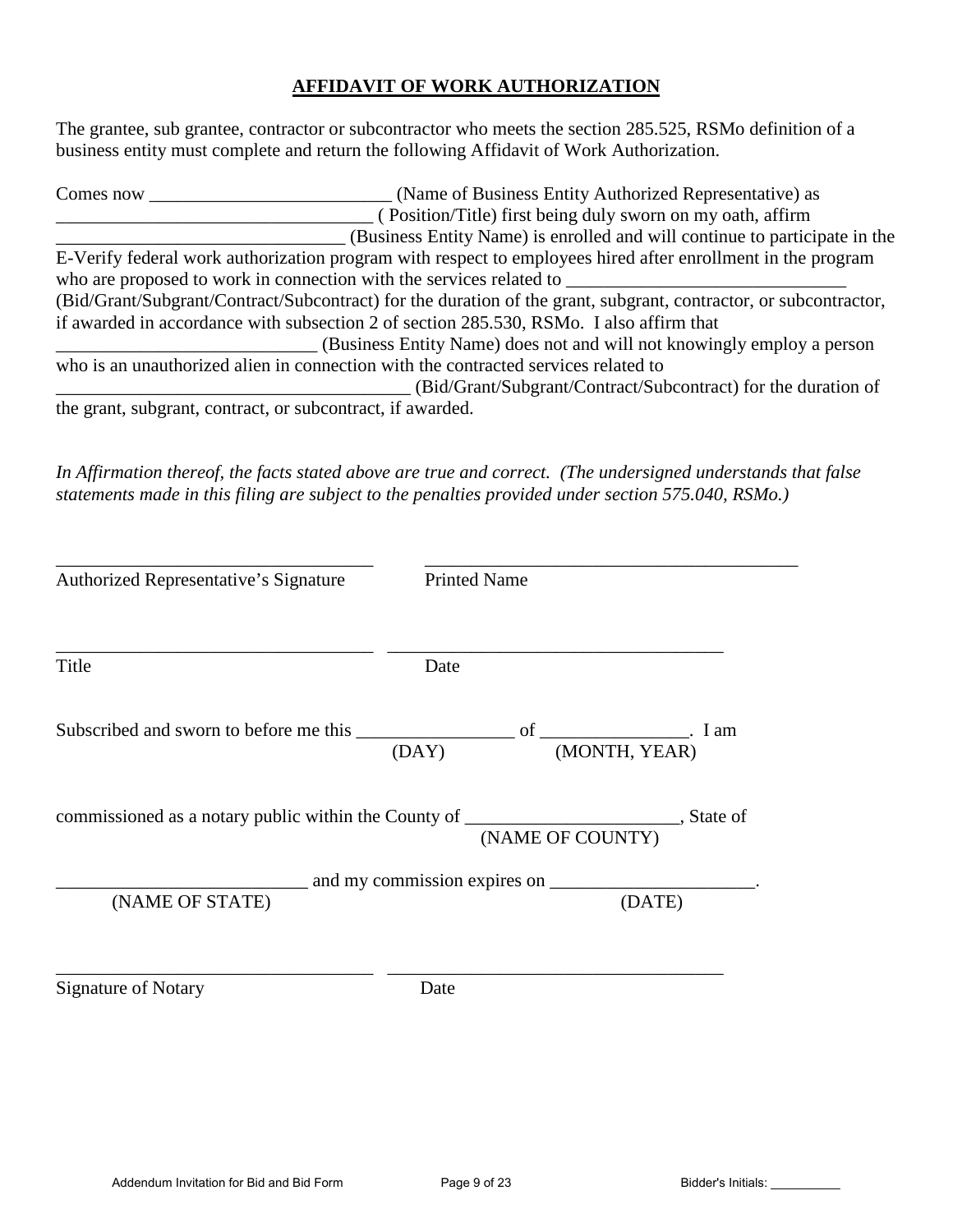# AFFIDAVIT OF WORK AUTHORIZATION

The grantee, sub grantee, contractor or subcontractor who meets the section 285.525, RSMo definition of a business entity must complete and return the following Affidavit of Work Authorization.

Comes now __________________________ (Name of Business Entity Authorized Representative) as __________________________________ ( Position/Title) first being duly sworn on my oath, affirm _______________________________ (Business Entity Name) is enrolled and will continue to participate in the E-Verify federal work authorization program with respect to employees hired after enrollment in the program who are proposed to work in connection with the services related to ______________________________ (Bid/Grant/Subgrant/Contract/Subcontract) for the duration of the grant, subgrant, contractor, or subcontractor, if awarded in accordance with subsection 2 of section 285.530, RSMo. I also affirm that ____________________________ (Business Entity Name) does not and will not knowingly employ a person who is an unauthorized alien in connection with the contracted services related to ______________________________________ (Bid/Grant/Subgrant/Contract/Subcontract) for the duration of the grant, subgrant, contract, or subcontract, if awarded.

*In Affirmation thereof, the facts stated above are true and correct. (The undersigned understands that false statements made in this filing are subject to the penalties provided under section 575.040, RSMo.)*

___________________________________ ________________________________________
Authorized Representative's Signature Printed Name

___________________________________ ____________________________________
Title Date

Subscribed and sworn to before me this _________________ of ________________. I am
(DAY) (MONTH, YEAR)

commissioned as a notary public within the County of _______________________, State of
(NAME OF COUNTY)

___________________________ and my commission expires on ______________________.
(NAME OF STATE) (DATE)

___________________________________ ____________________________________
Signature of Notary Date

Bidder's Initials: __________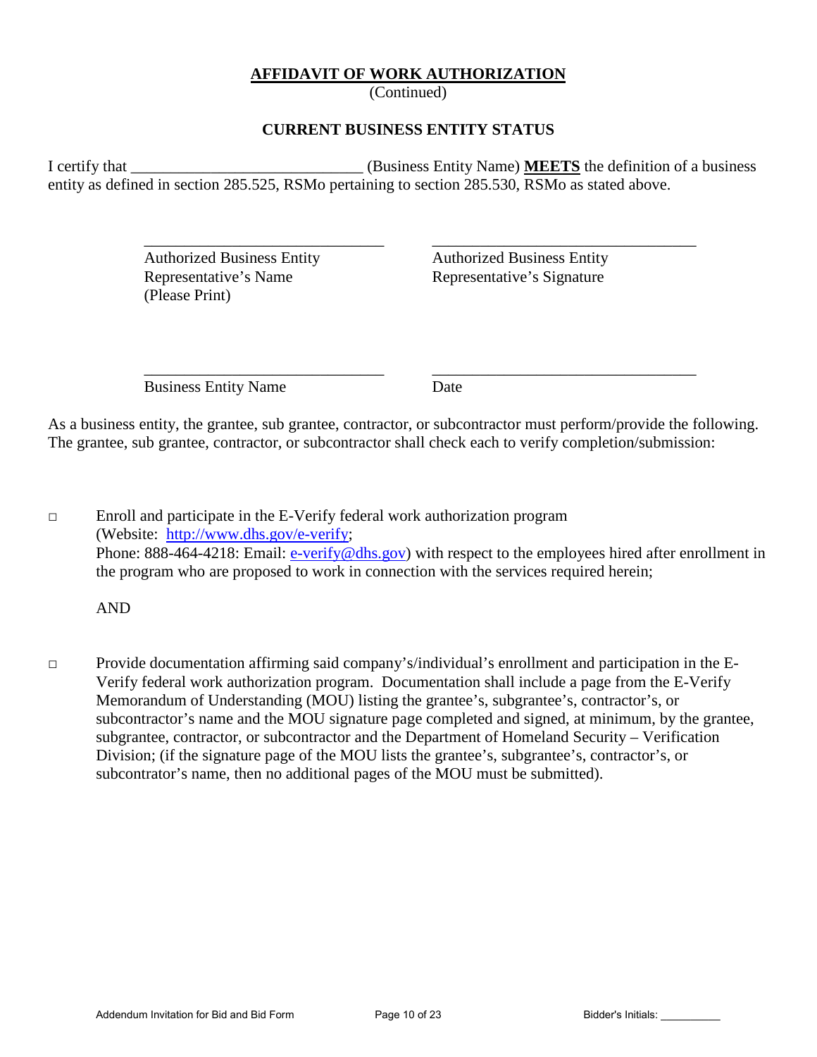## AFFIDAVIT OF WORK AUTHORIZATION

(Continued)

### CURRENT BUSINESS ENTITY STATUS

I certify that _____________________________ (Business Entity Name) **MEETS** the definition of a business entity as defined in section 285.525, RSMo pertaining to section 285.530, RSMo as stated above.

| _______________________________ | _________________________________ |
|---|---|
| Authorized Business Entity Representative's Name (Please Print) | Authorized Business Entity Representative's Signature |
| _______________________________ | _________________________________ |
| Business Entity Name | Date |

As a business entity, the grantee, sub grantee, contractor, or subcontractor must perform/provide the following. The grantee, sub grantee, contractor, or subcontractor shall check each to verify completion/submission:

□ Enroll and participate in the E-Verify federal work authorization program (Website: [http://www.dhs.gov/e-verify](http://www.dhs.gov/e-verify); Phone: 888-464-4218: Email: [e-verify@dhs.gov](mailto:e-verify@dhs.gov)) with respect to the employees hired after enrollment in the program who are proposed to work in connection with the services required herein;

AND

□ Provide documentation affirming said company's/individual's enrollment and participation in the E-Verify federal work authorization program. Documentation shall include a page from the E-Verify Memorandum of Understanding (MOU) listing the grantee's, subgrantee's, contractor's, or subcontractor's name and the MOU signature page completed and signed, at minimum, by the grantee, subgrantee, contractor, or subcontractor and the Department of Homeland Security – Verification Division; (if the signature page of the MOU lists the grantee's, subgrantee's, contractor's, or subcontrator's name, then no additional pages of the MOU must be submitted).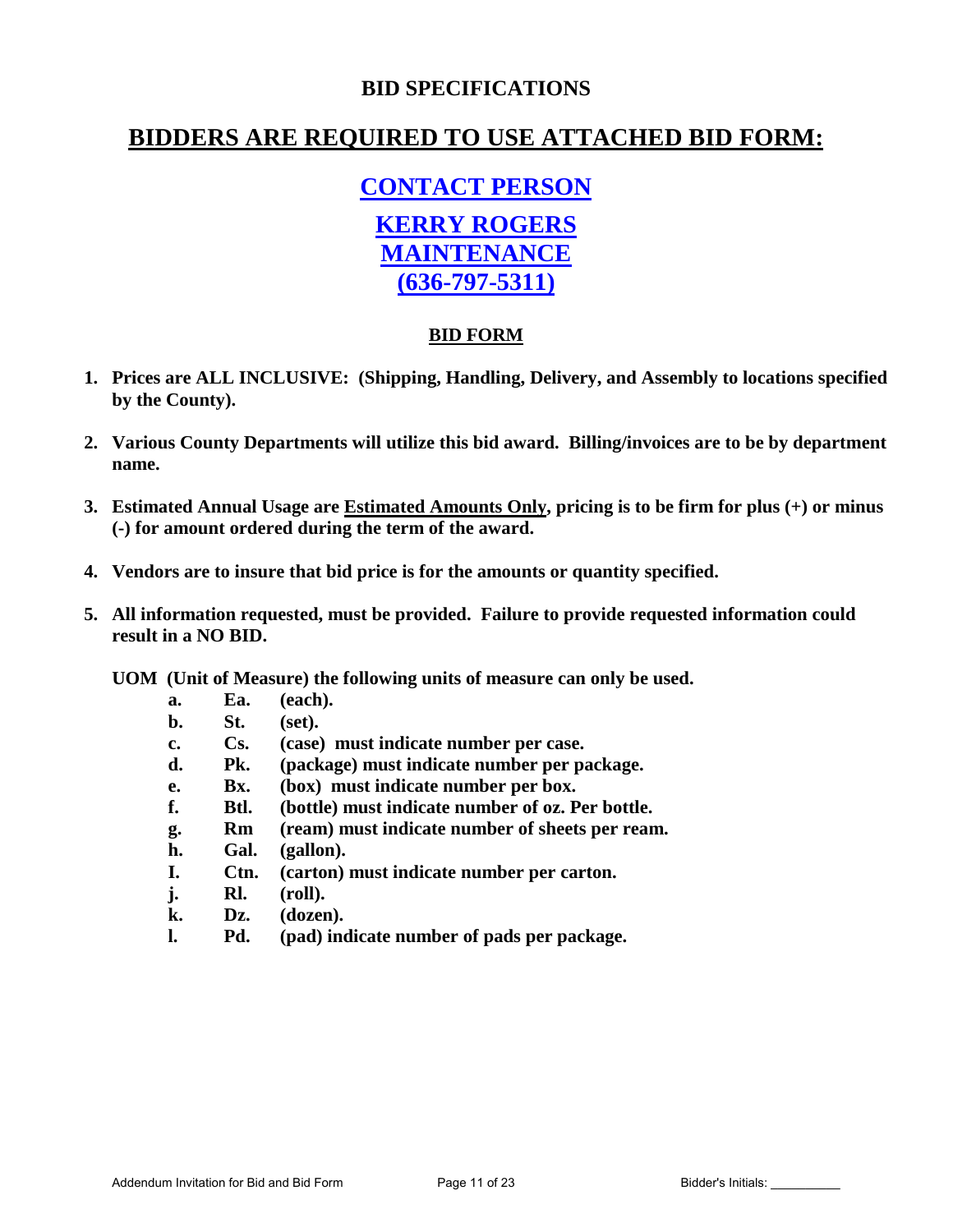## BID SPECIFICATIONS

## BIDDERS ARE REQUIRED TO USE ATTACHED BID FORM:

### CONTACT PERSON

### KERRY ROGERS
### MAINTENANCE
### (636-797-5311)

### BID FORM

1. **Prices are ALL INCLUSIVE: (Shipping, Handling, Delivery, and Assembly to locations specified by the County).**
2. **Various County Departments will utilize this bid award. Billing/invoices are to be by department name.**
3. **Estimated Annual Usage are Estimated Amounts Only, pricing is to be firm for plus (+) or minus (-) for amount ordered during the term of the award.**
4. **Vendors are to insure that bid price is for the amounts or quantity specified.**
5. **All information requested, must be provided. Failure to provide requested information could result in a NO BID.**

**UOM (Unit of Measure) the following units of measure can only be used.**

- **a. Ea. (each).**
- **b. St. (set).**
- **c. Cs. (case) must indicate number per case.**
- **d. Pk. (package) must indicate number per package.**
- **e. Bx. (box) must indicate number per box.**
- **f. Btl. (bottle) must indicate number of oz. Per bottle.**
- **g. Rm (ream) must indicate number of sheets per ream.**
- **h. Gal. (gallon).**
- **I. Ctn. (carton) must indicate number per carton.**
- **j. Rl. (roll).**
- **k. Dz. (dozen).**
- **l. Pd. (pad) indicate number of pads per package.**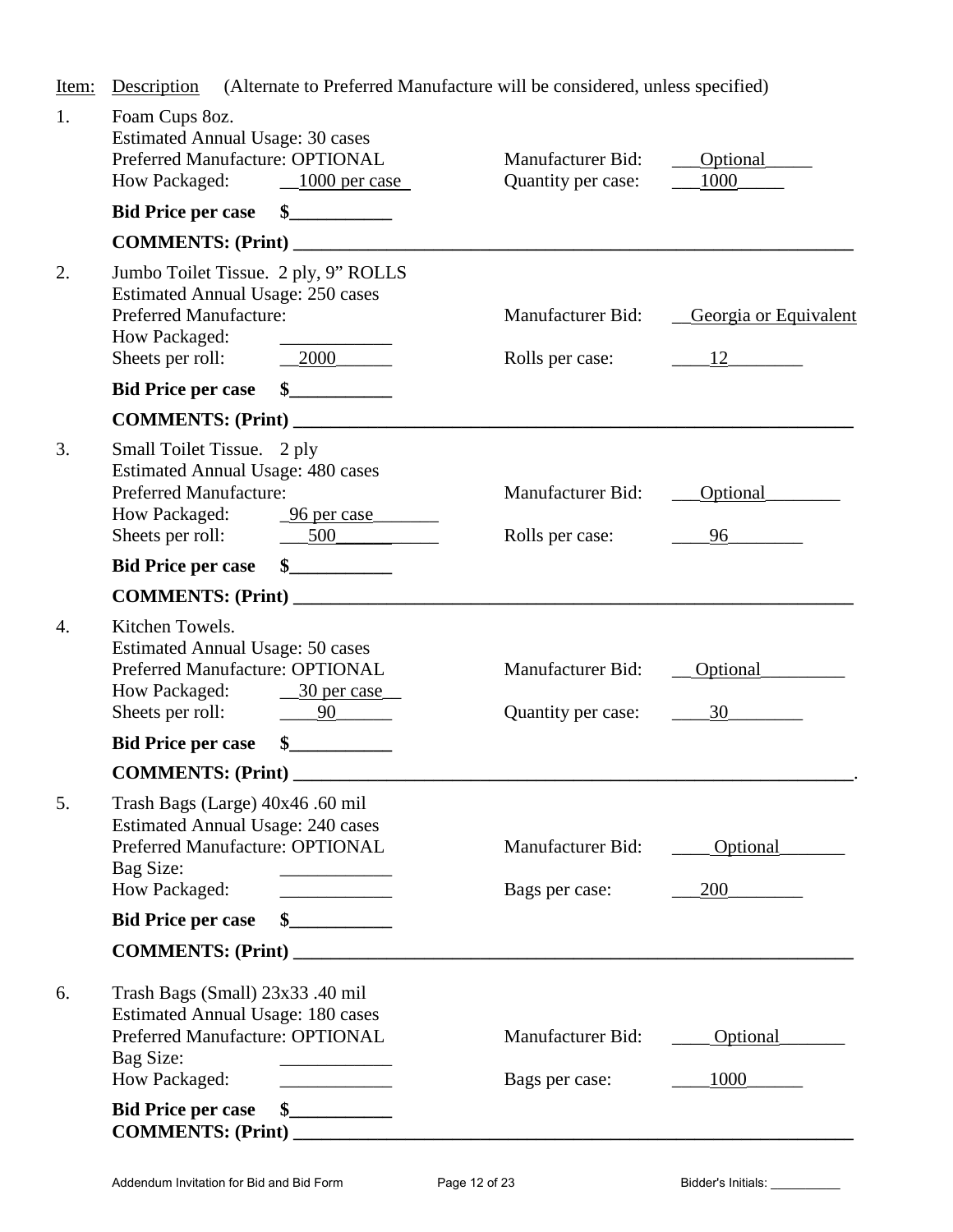Item: Description (Alternate to Preferred Manufacture will be considered, unless specified)

1. Foam Cups 8oz.
   Estimated Annual Usage: 30 cases
   Preferred Manufacture: OPTIONAL — Manufacturer Bid: ___Optional_____
   How Packaged: __1000 per case_ — Quantity per case: ___1000_____

   **Bid Price per case $___________**

   **COMMENTS: (Print) _______________________________________________________________**

2. Jumbo Toilet Tissue. 2 ply, 9" ROLLS
   Estimated Annual Usage: 250 cases
   Preferred Manufacture: — Manufacturer Bid: __Georgia or Equivalent
   How Packaged: ____________
   Sheets per roll: __2000______ — Rolls per case: ____12________

   **Bid Price per case $___________**

   **COMMENTS: (Print) _______________________________________________________________**

3. Small Toilet Tissue. 2 ply
   Estimated Annual Usage: 480 cases
   Preferred Manufacture: — Manufacturer Bid: ___Optional________
   How Packaged: _96 per case_______
   Sheets per roll: ___500___________ — Rolls per case: ____96________

   **Bid Price per case $___________**

   **COMMENTS: (Print) _______________________________________________________________**

4. Kitchen Towels.
   Estimated Annual Usage: 50 cases
   Preferred Manufacture: OPTIONAL — Manufacturer Bid: __Optional_________
   How Packaged: __30 per case__
   Sheets per roll: ____90______ — Quantity per case: ____30________

   **Bid Price per case $___________**

   **COMMENTS: (Print) _______________________________________________________________.**

5. Trash Bags (Large) 40x46 .60 mil
   Estimated Annual Usage: 240 cases
   Preferred Manufacture: OPTIONAL — Manufacturer Bid: ____Optional_______
   Bag Size: ____________
   How Packaged: ____________ — Bags per case: ___200________

   **Bid Price per case $___________**

   **COMMENTS: (Print) _______________________________________________________________**

6. Trash Bags (Small) 23x33 .40 mil
   Estimated Annual Usage: 180 cases
   Preferred Manufacture: OPTIONAL — Manufacturer Bid: ____Optional_______
   Bag Size: ____________
   How Packaged: ____________ — Bags per case: ____1000______

   **Bid Price per case $___________**
   **COMMENTS: (Print) _______________________________________________________________**

Addendum Invitation for Bid and Bid Form — Bidder's Initials: __________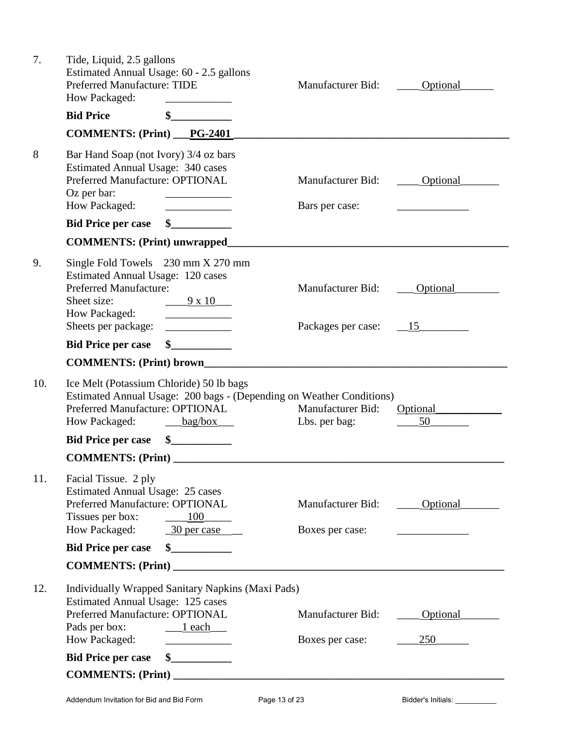7. Tide, Liquid, 2.5 gallons
   Estimated Annual Usage: 60 - 2.5 gallons
   Preferred Manufacture: TIDE — Manufacturer Bid: ____Optional______
   How Packaged: ____________

   **Bid Price $___________**

   **COMMENTS: (Print) ___PG-2401_____________________________________________________**

8. Bar Hand Soap (not Ivory) 3/4 oz bars
   Estimated Annual Usage: 340 cases
   Preferred Manufacture: OPTIONAL — Manufacturer Bid: ____Optional_______
   Oz per bar: ____________
   How Packaged: ____________ — Bars per case: ____________

   **Bid Price per case $___________**

   **COMMENTS: (Print) unwrapped_____________________________________________________**

9. Single Fold Towels 230 mm X 270 mm
   Estimated Annual Usage: 120 cases
   Preferred Manufacture: — Manufacturer Bid: ___Optional________
   Sheet size: ____9 x 10___
   How Packaged: ____________
   Sheets per package: ____________ — Packages per case: __15_________

   **Bid Price per case $___________**

   **COMMENTS: (Print) brown_______________________________________________________**

10. Ice Melt (Potassium Chloride) 50 lb bags
    Estimated Annual Usage: 200 bags - (Depending on Weather Conditions)
    Preferred Manufacture: OPTIONAL — Manufacturer Bid: Optional____________
    How Packaged: ___bag/box___ — Lbs. per bag: ____50_______

    **Bid Price per case $___________**

    **COMMENTS: (Print) ____________________________________________________________**

11. Facial Tissue. 2 ply
    Estimated Annual Usage: 25 cases
    Preferred Manufacture: OPTIONAL — Manufacturer Bid: ____Optional_______
    Tissues per box: ____100_____
    How Packaged: _30 per case___ — Boxes per case: ____________

    **Bid Price per case $___________**

    **COMMENTS: (Print) ____________________________________________________________**

12. Individually Wrapped Sanitary Napkins (Maxi Pads)
    Estimated Annual Usage: 125 cases
    Preferred Manufacture: OPTIONAL — Manufacturer Bid: ____Optional_______
    Pads per box: ___1 each___
    How Packaged: ____________ — Boxes per case: ____250______

    **Bid Price per case $___________**

    **COMMENTS: (Print) ____________________________________________________________**

Addendum Invitation for Bid and Bid Form — Bidder's Initials: __________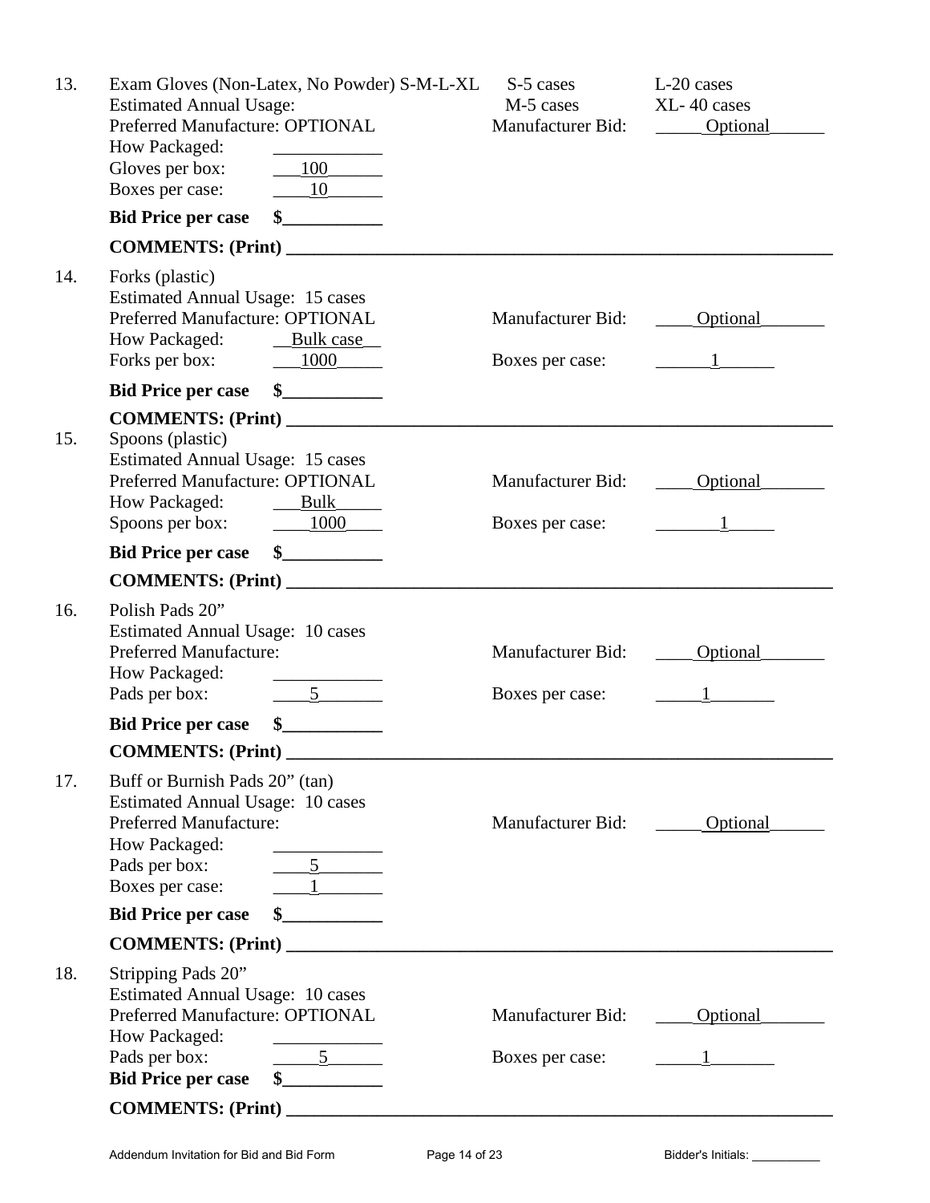13. Exam Gloves (Non-Latex, No Powder) S-M-L-XL S-5 cases L-20 cases
    Estimated Annual Usage: M-5 cases XL- 40 cases
    Preferred Manufacture: OPTIONAL Manufacturer Bid: _____Optional______
    How Packaged: ____________
    Gloves per box: ___100______
    Boxes per case: ____10______

    **Bid Price per case $___________**

    **COMMENTS: (Print) ______________________________________________________________**

14. Forks (plastic)
    Estimated Annual Usage: 15 cases
    Preferred Manufacture: OPTIONAL Manufacturer Bid: ____Optional_______
    How Packaged: __Bulk case__
    Forks per box: ___1000_____ Boxes per case: ______1______

    **Bid Price per case $___________**

    **COMMENTS: (Print) ______________________________________________________________**

15. Spoons (plastic)
    Estimated Annual Usage: 15 cases
    Preferred Manufacture: OPTIONAL Manufacturer Bid: ____Optional_______
    How Packaged: ___Bulk_____
    Spoons per box: ____1000____ Boxes per case: _______1_____

    **Bid Price per case $___________**

    **COMMENTS: (Print) ______________________________________________________________**

16. Polish Pads 20”
    Estimated Annual Usage: 10 cases
    Preferred Manufacture: Manufacturer Bid: ____Optional_______
    How Packaged: ____________
    Pads per box: ____5_______ Boxes per case: _____1_______

    **Bid Price per case $___________**

    **COMMENTS: (Print) ______________________________________________________________**

17. Buff or Burnish Pads 20” (tan)
    Estimated Annual Usage: 10 cases
    Preferred Manufacture: Manufacturer Bid: _____Optional______
    How Packaged: ____________
    Pads per box: ____5_______
    Boxes per case: ____1_______

    **Bid Price per case $___________**

    **COMMENTS: (Print) ______________________________________________________________**

18. Stripping Pads 20”
    Estimated Annual Usage: 10 cases
    Preferred Manufacture: OPTIONAL Manufacturer Bid: ____Optional_______
    How Packaged: ____________
    Pads per box: _____5______ Boxes per case: _____1_______

    **Bid Price per case $___________**

    **COMMENTS: (Print) ______________________________________________________________**

Bidder's Initials: __________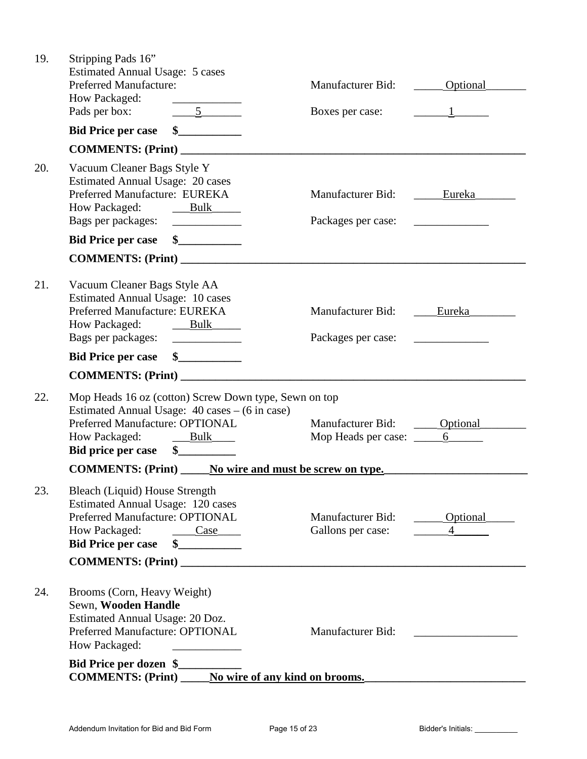19. Stripping Pads 16”
    Estimated Annual Usage: 5 cases
    Preferred Manufacture: Manufacturer Bid: _____Optional_______
    How Packaged: ____________
    Pads per box: ____5_______ Boxes per case: ______1______

    **Bid Price per case $___________**

    **COMMENTS: (Print) ______________________________________________________________**

20. Vacuum Cleaner Bags Style Y
    Estimated Annual Usage: 20 cases
    Preferred Manufacture: EUREKA Manufacturer Bid: _____Eureka_______
    How Packaged: ___Bulk_____
    Bags per packages: ____________ Packages per case: _____________

    **Bid Price per case $___________**

    **COMMENTS: (Print) ______________________________________________________________**

21. Vacuum Cleaner Bags Style AA
    Estimated Annual Usage: 10 cases
    Preferred Manufacture: EUREKA Manufacturer Bid: ____Eureka________
    How Packaged: ___Bulk_____
    Bags per packages: ____________ Packages per case: _____________

    **Bid Price per case $___________**

    **COMMENTS: (Print) ______________________________________________________________**

22. Mop Heads 16 oz (cotton) Screw Down type, Sewn on top
    Estimated Annual Usage: 40 cases – (6 in case)
    Preferred Manufacture: OPTIONAL Manufacturer Bid: ____Optional________
    How Packaged: ___Bulk____ Mop Heads per case: _____6______
    **Bid price per case $__________**

    **COMMENTS: (Print) _____No wire and must be screw on type.________________________**

23. Bleach (Liquid) House Strength
    Estimated Annual Usage: 120 cases
    Preferred Manufacture: OPTIONAL Manufacturer Bid: _____Optional_____
    How Packaged: ____Case____ Gallons per case: ______4______
    **Bid Price per case $___________**

    **COMMENTS: (Print) ______________________________________________________________**

24. Brooms (Corn, Heavy Weight)
    Sewn, **Wooden Handle**
    Estimated Annual Usage: 20 Doz.
    Preferred Manufacture: OPTIONAL Manufacturer Bid: __________________
    How Packaged: ____________

    **Bid Price per dozen $___________**
    **COMMENTS: (Print) _____No wire of any kind on brooms.___________________________**

Addendum Invitation for Bid and Bid Form

Bidder's Initials: __________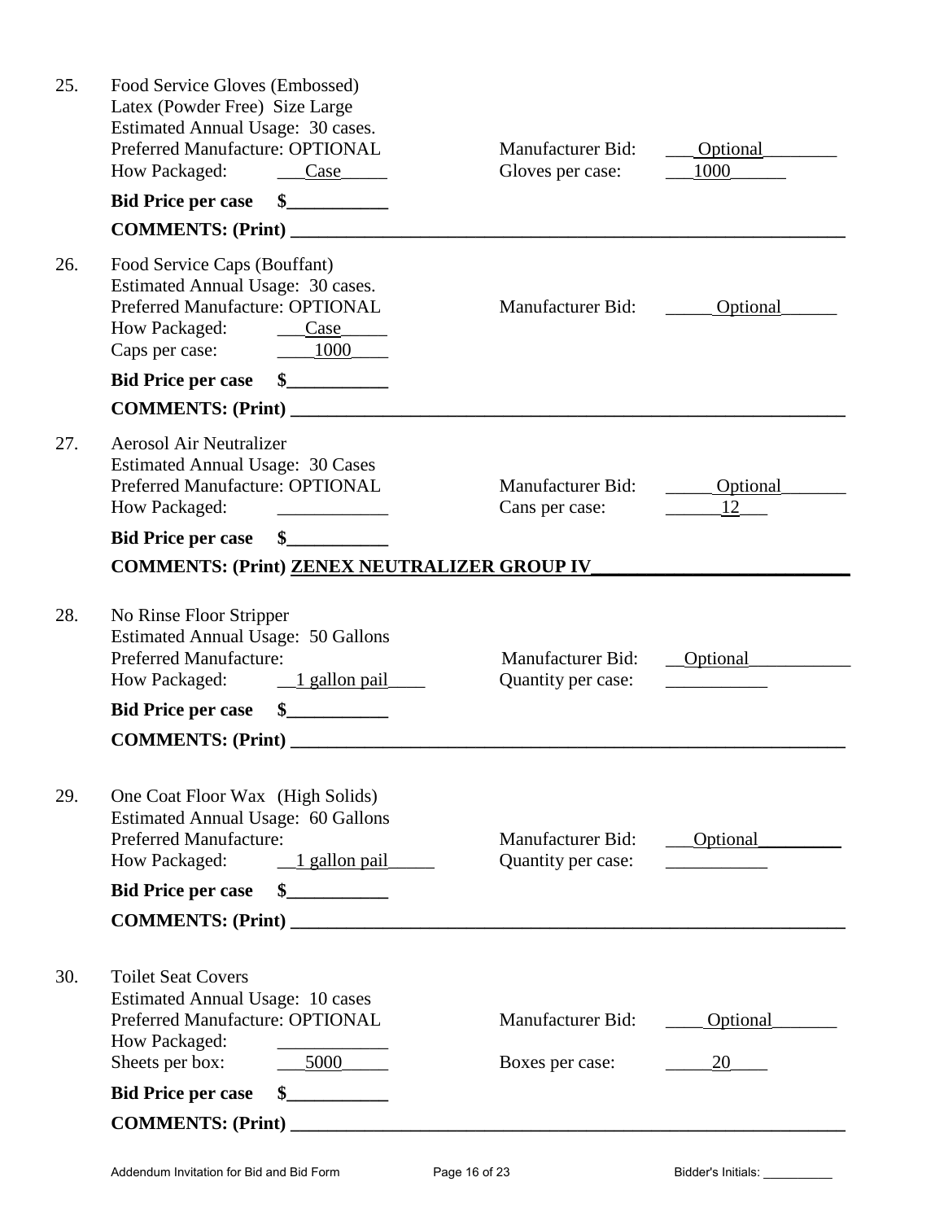25. Food Service Gloves (Embossed)
    Latex (Powder Free) Size Large
    Estimated Annual Usage: 30 cases.
    Preferred Manufacture: OPTIONAL — Manufacturer Bid: ___Optional________
    How Packaged: ___Case_____ — Gloves per case: ___1000______

    **Bid Price per case $___________**

    **COMMENTS: (Print) ___________________________________________________________**

26. Food Service Caps (Bouffant)
    Estimated Annual Usage: 30 cases.
    Preferred Manufacture: OPTIONAL — Manufacturer Bid: _____Optional______
    How Packaged: ___Case_____
    Caps per case: ____1000____

    **Bid Price per case $___________**

    **COMMENTS: (Print) ___________________________________________________________**

27. Aerosol Air Neutralizer
    Estimated Annual Usage: 30 Cases
    Preferred Manufacture: OPTIONAL — Manufacturer Bid: _____Optional_______
    How Packaged: ____________ — Cans per case: ______12___

    **Bid Price per case $___________**

    **COMMENTS: (Print) ZENEX NEUTRALIZER GROUP IV__________________________**

28. No Rinse Floor Stripper
    Estimated Annual Usage: 50 Gallons
    Preferred Manufacture: — Manufacturer Bid: __Optional___________
    How Packaged: __1 gallon pail____ — Quantity per case: ___________

    **Bid Price per case $___________**

    **COMMENTS: (Print) ___________________________________________________________**

29. One Coat Floor Wax (High Solids)
    Estimated Annual Usage: 60 Gallons
    Preferred Manufacture: — Manufacturer Bid: ___Optional_________
    How Packaged: __1 gallon pail_____ — Quantity per case: ___________

    **Bid Price per case $___________**

    **COMMENTS: (Print) ___________________________________________________________**

30. Toilet Seat Covers
    Estimated Annual Usage: 10 cases
    Preferred Manufacture: OPTIONAL — Manufacturer Bid: ____Optional_______
    How Packaged: ____________
    Sheets per box: ___5000_____ — Boxes per case: _____20____

    **Bid Price per case $___________**

    **COMMENTS: (Print) ___________________________________________________________**

Bidder's Initials: __________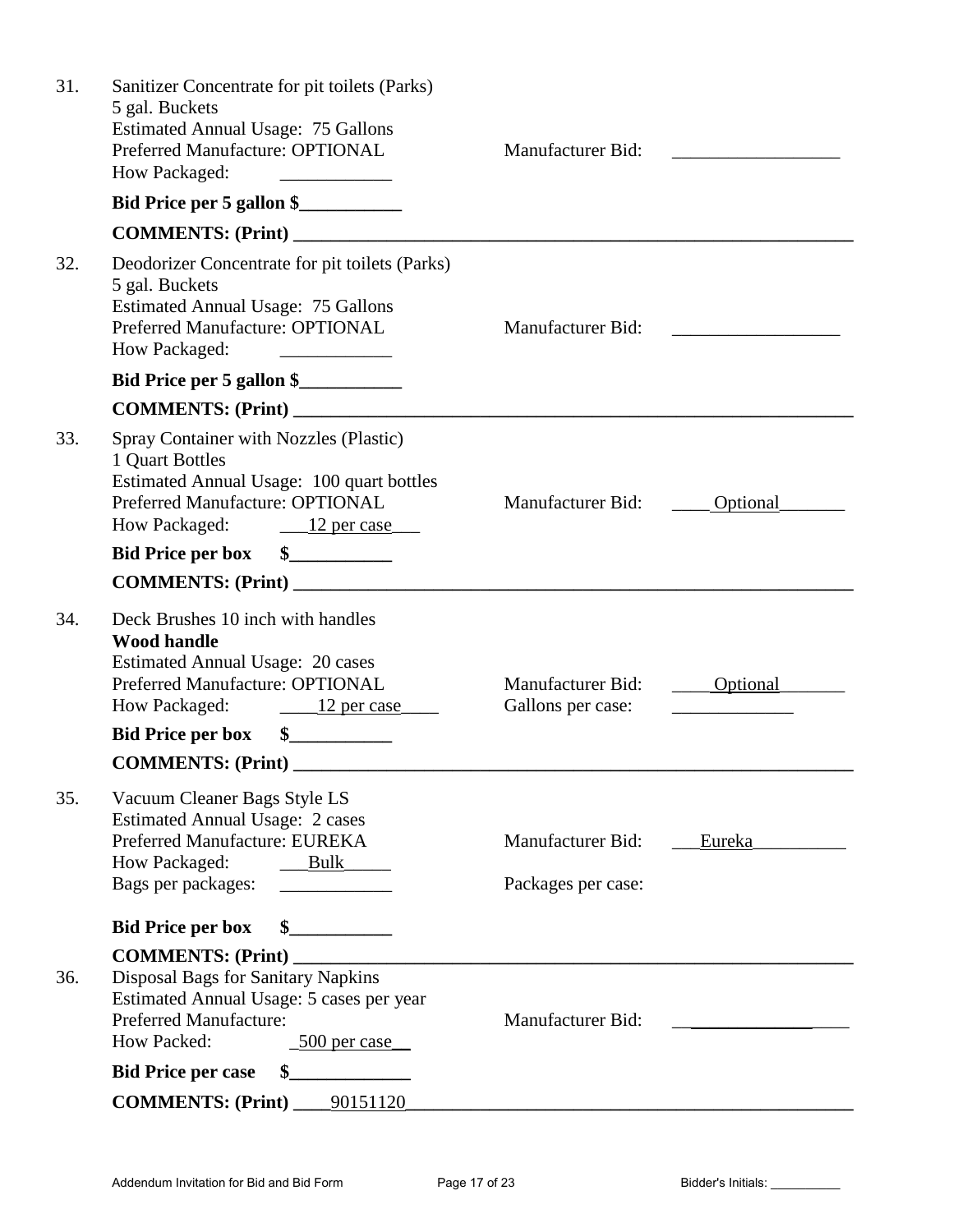31. Sanitizer Concentrate for pit toilets (Parks)
    5 gal. Buckets
    Estimated Annual Usage: 75 Gallons
    Preferred Manufacture: OPTIONAL — Manufacturer Bid: __________________
    How Packaged: ____________

    **Bid Price per 5 gallon $___________**

    **COMMENTS: (Print) ______________________________________________________________**

32. Deodorizer Concentrate for pit toilets (Parks)
    5 gal. Buckets
    Estimated Annual Usage: 75 Gallons
    Preferred Manufacture: OPTIONAL — Manufacturer Bid: __________________
    How Packaged: ____________

    **Bid Price per 5 gallon $___________**

    **COMMENTS: (Print) ______________________________________________________________**

33. Spray Container with Nozzles (Plastic)
    1 Quart Bottles
    Estimated Annual Usage: 100 quart bottles
    Preferred Manufacture: OPTIONAL — Manufacturer Bid: ____Optional_______
    How Packaged: ___12 per case___

    **Bid Price per box $___________**

    **COMMENTS: (Print) ______________________________________________________________**

34. Deck Brushes 10 inch with handles
    **Wood handle**
    Estimated Annual Usage: 20 cases
    Preferred Manufacture: OPTIONAL — Manufacturer Bid: ____Optional_______
    How Packaged: ____12 per case____ — Gallons per case: _____________

    **Bid Price per box $___________**

    **COMMENTS: (Print) ______________________________________________________________**

35. Vacuum Cleaner Bags Style LS
    Estimated Annual Usage: 2 cases
    Preferred Manufacture: EUREKA — Manufacturer Bid: ___Eureka__________
    How Packaged: ___Bulk_____
    Bags per packages: ____________ — Packages per case:

    **Bid Price per box $___________**

    **COMMENTS: (Print) ______________________________________________________________**

36. Disposal Bags for Sanitary Napkins
    Estimated Annual Usage: 5 cases per year
    Preferred Manufacture: — Manufacturer Bid: ___________________
    How Packed: _500 per case__

    **Bid Price per case $_____________**

    **COMMENTS: (Print)** ____90151120__________________________________________________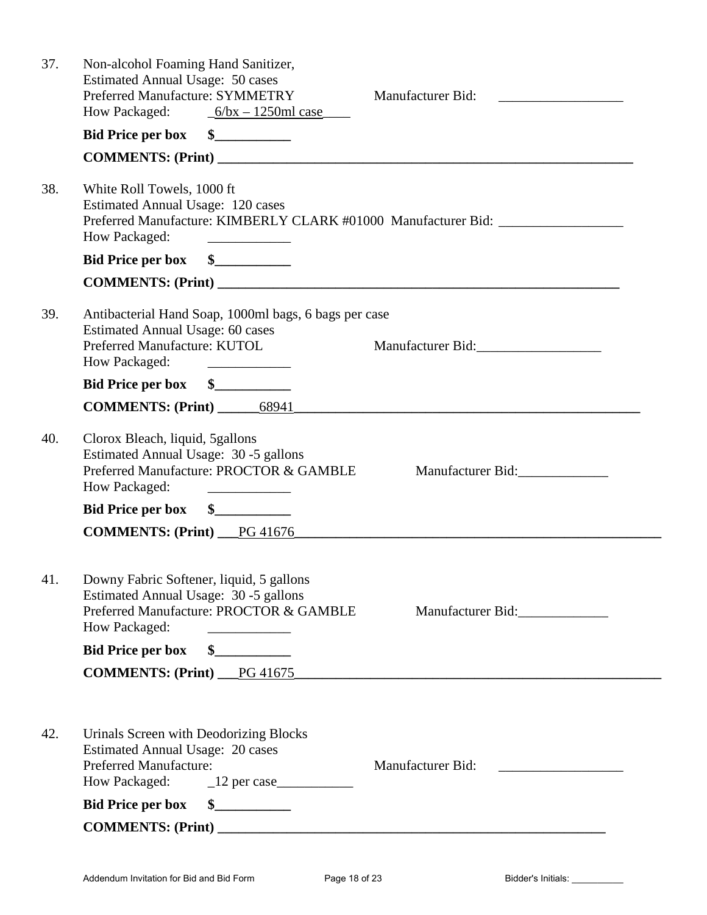37. Non-alcohol Foaming Hand Sanitizer,
    Estimated Annual Usage: 50 cases
    Preferred Manufacture: SYMMETRY    Manufacturer Bid: __________________
    How Packaged: _6/bx – 1250ml case____

    **Bid Price per box $___________**

    **COMMENTS: (Print) ________________________________________________________________**

38. White Roll Towels, 1000 ft
    Estimated Annual Usage: 120 cases
    Preferred Manufacture: KIMBERLY CLARK #01000 Manufacturer Bid: __________________
    How Packaged: ____________

    **Bid Price per box $___________**

    **COMMENTS: (Print) ____________________________________________________________**

39. Antibacterial Hand Soap, 1000ml bags, 6 bags per case
    Estimated Annual Usage: 60 cases
    Preferred Manufacture: KUTOL    Manufacturer Bid:__________________
    How Packaged: ____________

    **Bid Price per box $___________**

    **COMMENTS: (Print) ______68941_____________________________________________________**

40. Clorox Bleach, liquid, 5gallons
    Estimated Annual Usage: 30 -5 gallons
    Preferred Manufacture: PROCTOR & GAMBLE    Manufacturer Bid:_____________
    How Packaged: ____________

    **Bid Price per box $___________**

    **COMMENTS: (Print) ___PG 41676_______________________________________________________**

41. Downy Fabric Softener, liquid, 5 gallons
    Estimated Annual Usage: 30 -5 gallons
    Preferred Manufacture: PROCTOR & GAMBLE    Manufacturer Bid:_____________
    How Packaged: ____________

    **Bid Price per box $___________**

    **COMMENTS: (Print) ___PG 41675_______________________________________________________**

42. Urinals Screen with Deodorizing Blocks
    Estimated Annual Usage: 20 cases
    Preferred Manufacture:    Manufacturer Bid: __________________
    How Packaged: _12 per case___________

    **Bid Price per box $___________**

    **COMMENTS: (Print) ____________________________________________________________**

Addendum Invitation for Bid and Bid Form    Bidder's Initials: __________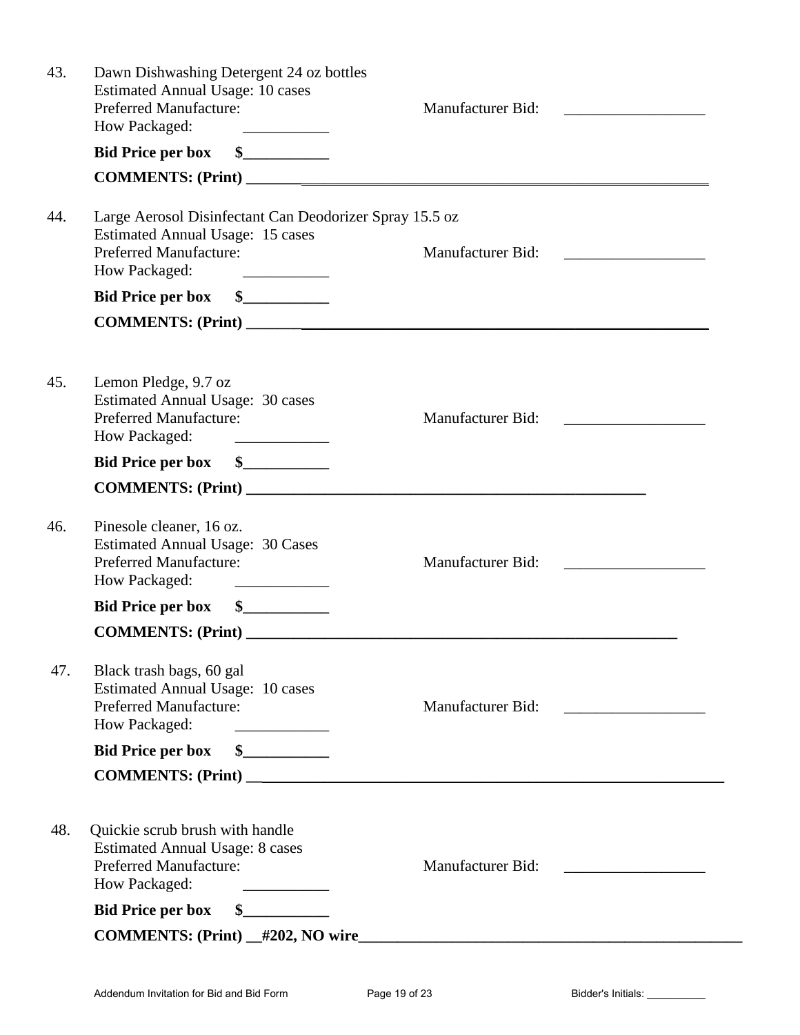43. Dawn Dishwashing Detergent 24 oz bottles
    Estimated Annual Usage: 10 cases
    Preferred Manufacture: Manufacturer Bid: __________________
    How Packaged: ___________

    **Bid Price per box $___________**

    **COMMENTS: (Print) ______________________________________________________________**

44. Large Aerosol Disinfectant Can Deodorizer Spray 15.5 oz
    Estimated Annual Usage: 15 cases
    Preferred Manufacture: Manufacturer Bid: __________________
    How Packaged: ___________

    **Bid Price per box $___________**

    **COMMENTS: (Print) ______________________________________________________________**

45. Lemon Pledge, 9.7 oz
    Estimated Annual Usage: 30 cases
    Preferred Manufacture: Manufacturer Bid: __________________
    How Packaged: ____________

    **Bid Price per box $___________**

    **COMMENTS: (Print) _____________________________________________________**

46. Pinesole cleaner, 16 oz.
    Estimated Annual Usage: 30 Cases
    Preferred Manufacture: Manufacturer Bid: __________________
    How Packaged: ____________

    **Bid Price per box $___________**

    **COMMENTS: (Print) __________________________________________________________**

47. Black trash bags, 60 gal
    Estimated Annual Usage: 10 cases
    Preferred Manufacture: Manufacturer Bid: __________________
    How Packaged: ____________

    **Bid Price per box $___________**

    **COMMENTS: (Print) ______________________________________________________________**

48. Quickie scrub brush with handle
    Estimated Annual Usage: 8 cases
    Preferred Manufacture: Manufacturer Bid: __________________
    How Packaged: ___________

    **Bid Price per box $___________**

    **COMMENTS: (Print) __#202, NO wire__________________________________________________**

Bidder's Initials: __________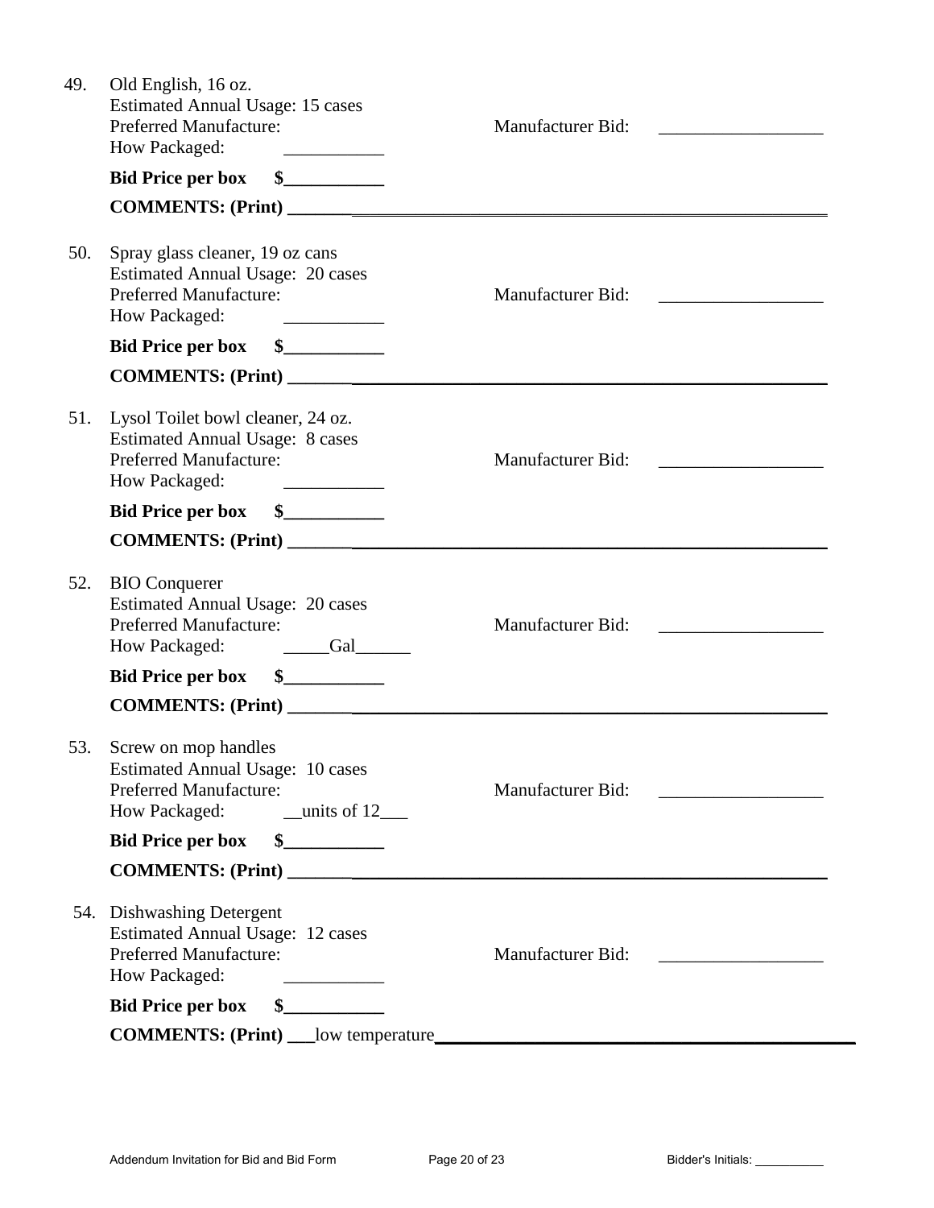49. Old English, 16 oz.
Estimated Annual Usage: 15 cases
Preferred Manufacture: Manufacturer Bid: __________________
How Packaged: ___________
**Bid Price per box $___________**
**COMMENTS: (Print) _______________________________________________________________**

50. Spray glass cleaner, 19 oz cans
Estimated Annual Usage: 20 cases
Preferred Manufacture: Manufacturer Bid: __________________
How Packaged: ___________
**Bid Price per box $___________**
**COMMENTS: (Print) _______________________________________________________________**

51. Lysol Toilet bowl cleaner, 24 oz.
Estimated Annual Usage: 8 cases
Preferred Manufacture: Manufacturer Bid: __________________
How Packaged: ___________
**Bid Price per box $___________**
**COMMENTS: (Print) _______________________________________________________________**

52. BIO Conquerer
Estimated Annual Usage: 20 cases
Preferred Manufacture: Manufacturer Bid: __________________
How Packaged: _____Gal______
**Bid Price per box $___________**
**COMMENTS: (Print) _______________________________________________________________**

53. Screw on mop handles
Estimated Annual Usage: 10 cases
Preferred Manufacture: Manufacturer Bid: __________________
How Packaged: __units of 12___
**Bid Price per box $___________**
**COMMENTS: (Print) _______________________________________________________________**

54. Dishwashing Detergent
Estimated Annual Usage: 12 cases
Preferred Manufacture: Manufacturer Bid: __________________
How Packaged: ___________
**Bid Price per box $___________**
**COMMENTS: (Print) ___**low temperature**_____________________________________________**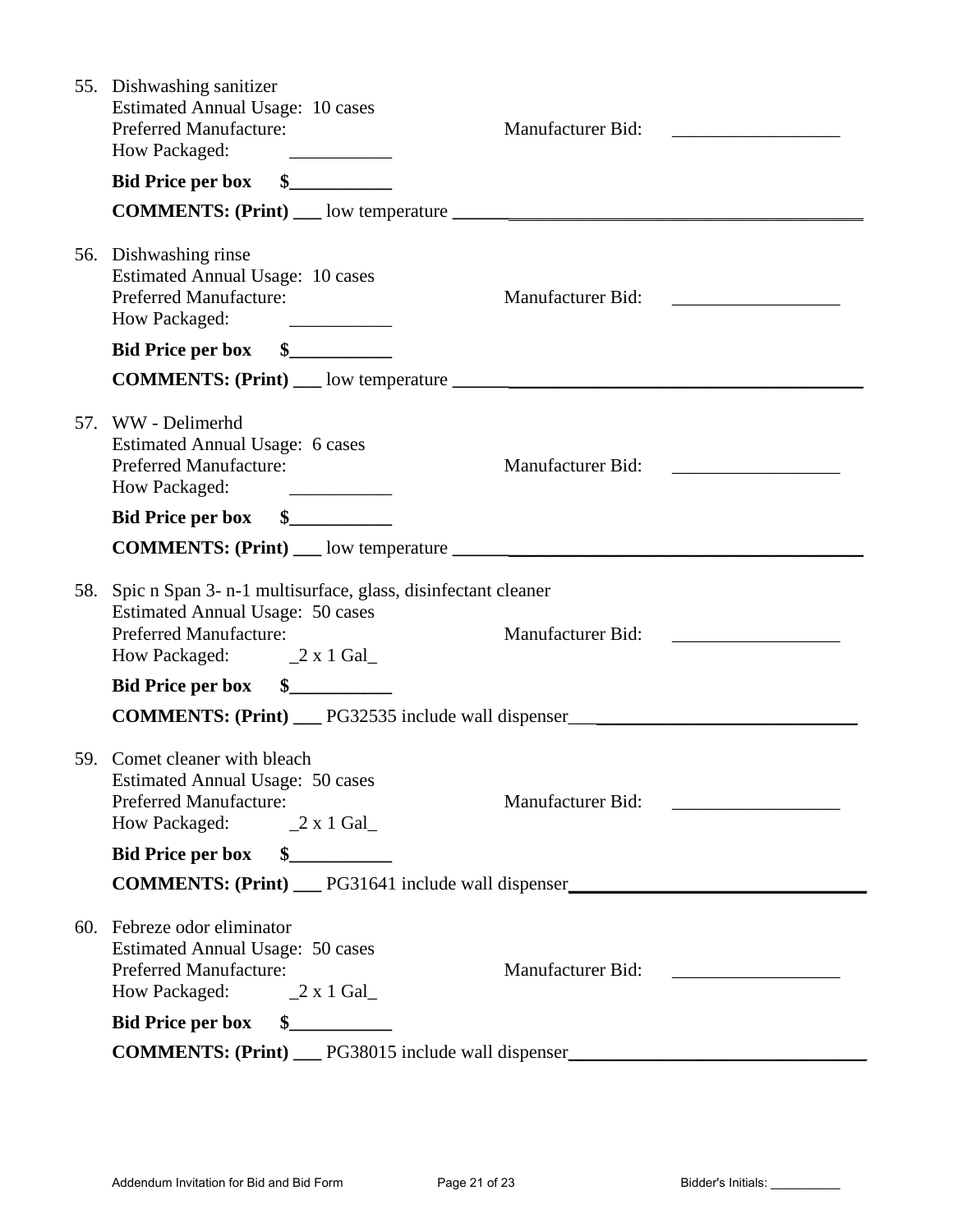55. Dishwashing sanitizer
    Estimated Annual Usage: 10 cases
    Preferred Manufacture: Manufacturer Bid: _________________
    How Packaged: ___________

    **Bid Price per box $___________**

    **COMMENTS: (Print) ___** low temperature ______________________________________________

56. Dishwashing rinse
    Estimated Annual Usage: 10 cases
    Preferred Manufacture: Manufacturer Bid: _________________
    How Packaged: ___________

    **Bid Price per box $___________**

    **COMMENTS: (Print) ___** low temperature ______________________________________________

57. WW - Delimerhd
    Estimated Annual Usage: 6 cases
    Preferred Manufacture: Manufacturer Bid: _________________
    How Packaged: ___________

    **Bid Price per box $___________**

    **COMMENTS: (Print) ___** low temperature ______________________________________________

58. Spic n Span 3- n-1 multisurface, glass, disinfectant cleaner
    Estimated Annual Usage: 50 cases
    Preferred Manufacture: Manufacturer Bid: _________________
    How Packaged: _2 x 1 Gal_

    **Bid Price per box $___________**

    **COMMENTS: (Print) ___** PG32535 include wall dispenser________________________________

59. Comet cleaner with bleach
    Estimated Annual Usage: 50 cases
    Preferred Manufacture: Manufacturer Bid: _________________
    How Packaged: _2 x 1 Gal_

    **Bid Price per box $___________**

    **COMMENTS: (Print) ___** PG31641 include wall dispenser________________________________

60. Febreze odor eliminator
    Estimated Annual Usage: 50 cases
    Preferred Manufacture: Manufacturer Bid: _________________
    How Packaged: _2 x 1 Gal_

    **Bid Price per box $___________**

    **COMMENTS: (Print) ___** PG38015 include wall dispenser________________________________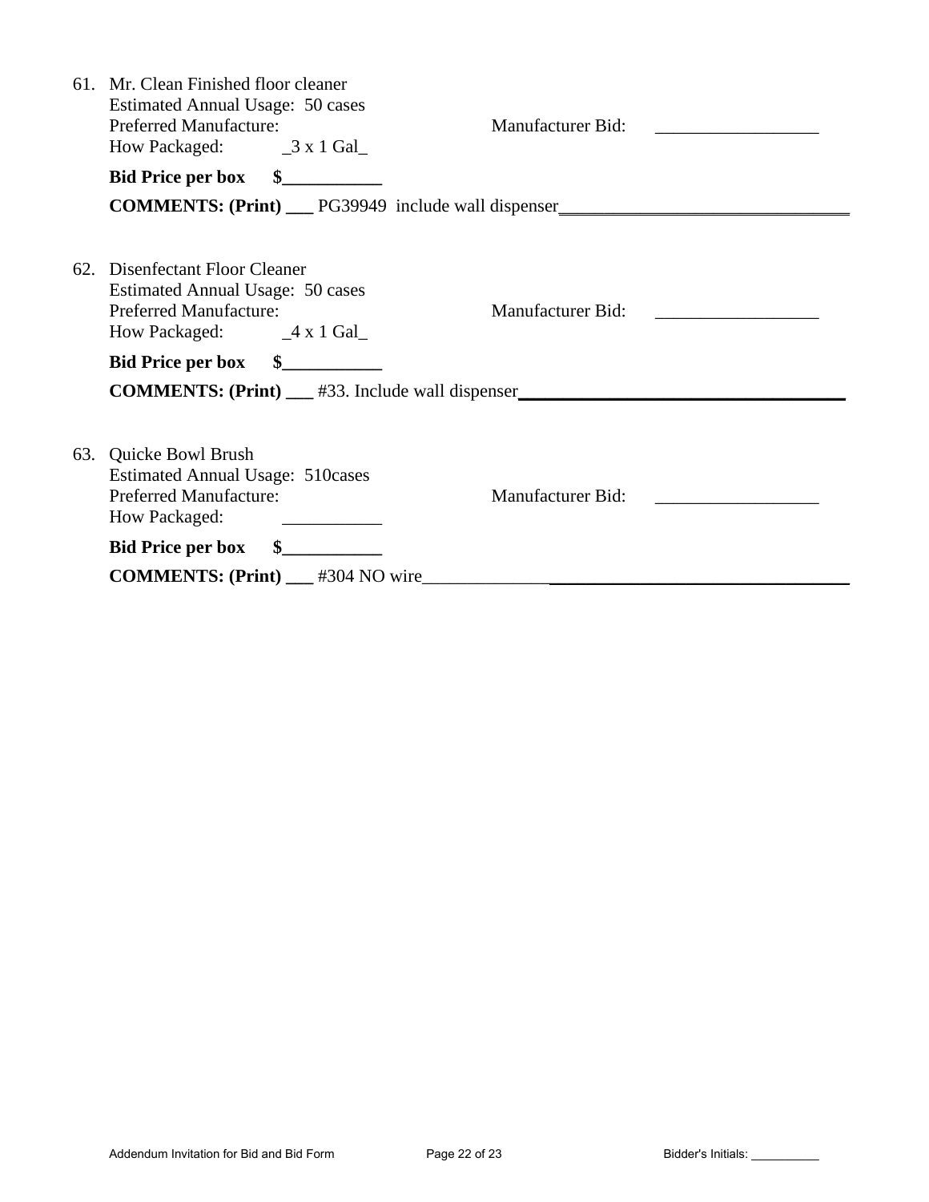61. Mr. Clean Finished floor cleaner
    Estimated Annual Usage: 50 cases
    Preferred Manufacture: Manufacturer Bid: _________________
    How Packaged: _3 x 1 Gal_

    **Bid Price per box $___________**

    **COMMENTS: (Print) ___** PG39949 include wall dispenser________________________________

62. Disenfectant Floor Cleaner
    Estimated Annual Usage: 50 cases
    Preferred Manufacture: Manufacturer Bid: _________________
    How Packaged: _4 x 1 Gal_

    **Bid Price per box $___________**

    **COMMENTS: (Print) ___** #33. Include wall dispenser___________________________________

63. Quicke Bowl Brush
    Estimated Annual Usage: 510cases
    Preferred Manufacture: Manufacturer Bid: _________________
    How Packaged: ___________

    **Bid Price per box $___________**

    **COMMENTS: (Print) ___** #304 NO wire_______________________________________________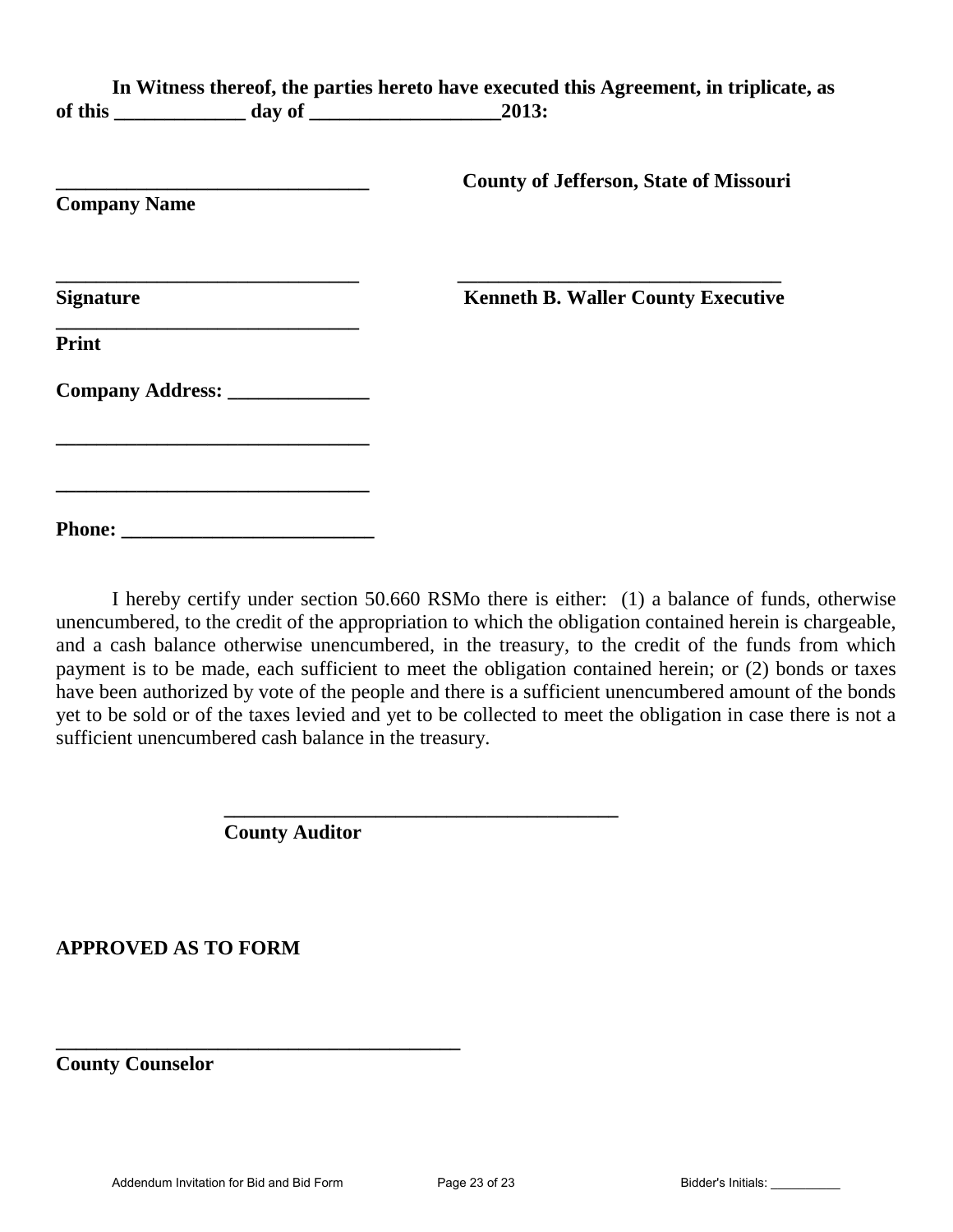**In Witness thereof, the parties hereto have executed this Agreement, in triplicate, as of this _____________ day of ___________________2013:**

**_______________________________**
**Company Name**

**County of Jefferson, State of Missouri**

**______________________________**
**Signature**

**________________________________**
**Kenneth B. Waller County Executive**

**______________________________**
**Print**

**Company Address: ______________**

**_______________________________**

**_______________________________**

**Phone: _________________________**

I hereby certify under section 50.660 RSMo there is either: (1) a balance of funds, otherwise unencumbered, to the credit of the appropriation to which the obligation contained herein is chargeable, and a cash balance otherwise unencumbered, in the treasury, to the credit of the funds from which payment is to be made, each sufficient to meet the obligation contained herein; or (2) bonds or taxes have been authorized by vote of the people and there is a sufficient unencumbered amount of the bonds yet to be sold or of the taxes levied and yet to be collected to meet the obligation in case there is not a sufficient unencumbered cash balance in the treasury.

**_______________________________________**
**County Auditor**

**APPROVED AS TO FORM**

**_________________________________________**
**County Counselor**

Bidder's Initials: __________